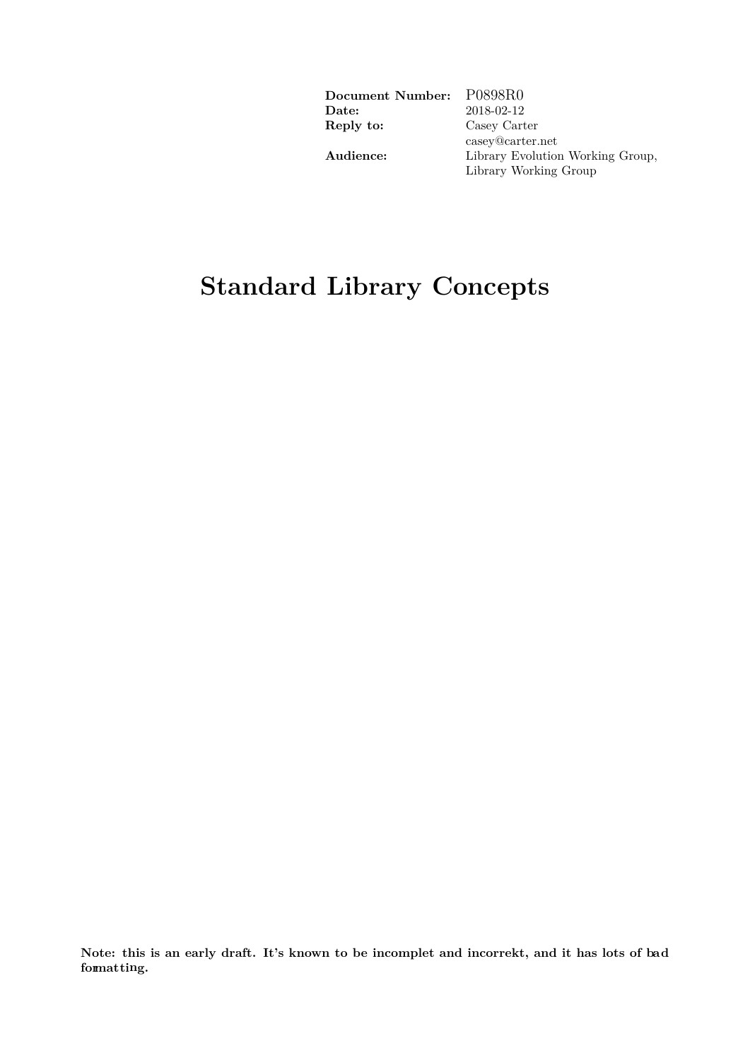| | |
|---|---|
| **Document Number:** | P0898R0 |
| **Date:** | 2018-02-12 |
| **Reply to:** | Casey Carter<br>casey@carter.net |
| **Audience:** | Library Evolution Working Group,<br>Library Working Group |

# Standard Library Concepts

**Note: this is an early draft. It's known to be incomplet and incorrekt, and it has lots of bad formatting.**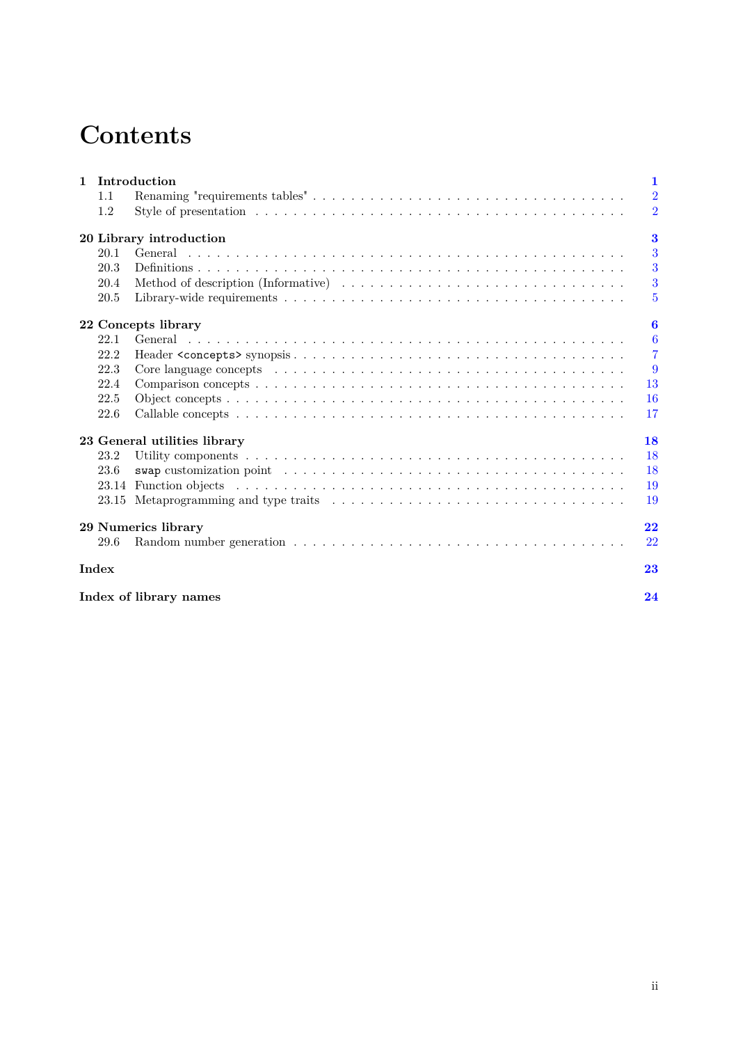# Contents

**1 Introduction** **1**

- 1.1 Renaming "requirements tables" . . . 2
- 1.2 Style of presentation . . . 2

**20 Library introduction** **3**

- 20.1 General . . . 3
- 20.3 Definitions . . . 3
- 20.4 Method of description (Informative) . . . 3
- 20.5 Library-wide requirements . . . 5

**22 Concepts library** **6**

- 22.1 General . . . 6
- 22.2 Header `<concepts>` synopsis . . . 7
- 22.3 Core language concepts . . . 9
- 22.4 Comparison concepts . . . 13
- 22.5 Object concepts . . . 16
- 22.6 Callable concepts . . . 17

**23 General utilities library** **18**

- 23.2 Utility components . . . 18
- 23.6 `swap` customization point . . . 18
- 23.14 Function objects . . . 19
- 23.15 Metaprogramming and type traits . . . 19

**29 Numerics library** **22**

- 29.6 Random number generation . . . 22

**Index** **23**

**Index of library names** **24**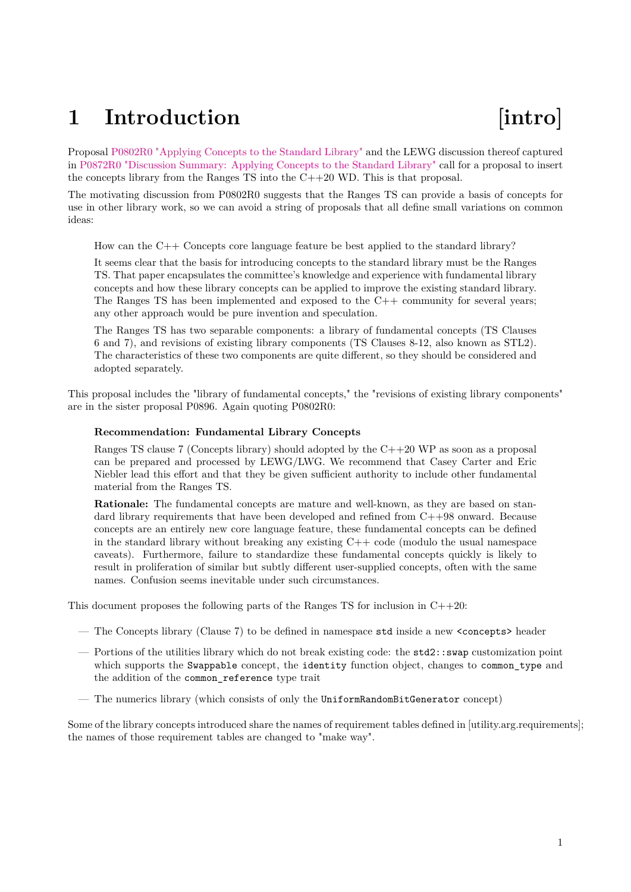# 1 Introduction [intro]

Proposal P0802R0 "Applying Concepts to the Standard Library" and the LEWG discussion thereof captured in P0872R0 "Discussion Summary: Applying Concepts to the Standard Library" call for a proposal to insert the concepts library from the Ranges TS into the C++20 WD. This is that proposal.

The motivating discussion from P0802R0 suggests that the Ranges TS can provide a basis of concepts for use in other library work, so we can avoid a string of proposals that all define small variations on common ideas:

> How can the C++ Concepts core language feature be best applied to the standard library?
>
> It seems clear that the basis for introducing concepts to the standard library must be the Ranges TS. That paper encapsulates the committee's knowledge and experience with fundamental library concepts and how these library concepts can be applied to improve the existing standard library. The Ranges TS has been implemented and exposed to the C++ community for several years; any other approach would be pure invention and speculation.
>
> The Ranges TS has two separable components: a library of fundamental concepts (TS Clauses 6 and 7), and revisions of existing library components (TS Clauses 8-12, also known as STL2). The characteristics of these two components are quite different, so they should be considered and adopted separately.

This proposal includes the "library of fundamental concepts," the "revisions of existing library components" are in the sister proposal P0896. Again quoting P0802R0:

> **Recommendation: Fundamental Library Concepts**
>
> Ranges TS clause 7 (Concepts library) should adopted by the C++20 WP as soon as a proposal can be prepared and processed by LEWG/LWG. We recommend that Casey Carter and Eric Niebler lead this effort and that they be given sufficient authority to include other fundamental material from the Ranges TS.
>
> **Rationale:** The fundamental concepts are mature and well-known, as they are based on standard library requirements that have been developed and refined from C++98 onward. Because concepts are an entirely new core language feature, these fundamental concepts can be defined in the standard library without breaking any existing C++ code (modulo the usual namespace caveats). Furthermore, failure to standardize these fundamental concepts quickly is likely to result in proliferation of similar but subtly different user-supplied concepts, often with the same names. Confusion seems inevitable under such circumstances.

This document proposes the following parts of the Ranges TS for inclusion in C++20:

- The Concepts library (Clause 7) to be defined in namespace `std` inside a new `<concepts>` header
- Portions of the utilities library which do not break existing code: the `std2::swap` customization point which supports the `Swappable` concept, the `identity` function object, changes to `common_type` and the addition of the `common_reference` type trait
- The numerics library (which consists of only the `UniformRandomBitGenerator` concept)

Some of the library concepts introduced share the names of requirement tables defined in [utility.arg.requirements]; the names of those requirement tables are changed to "make way".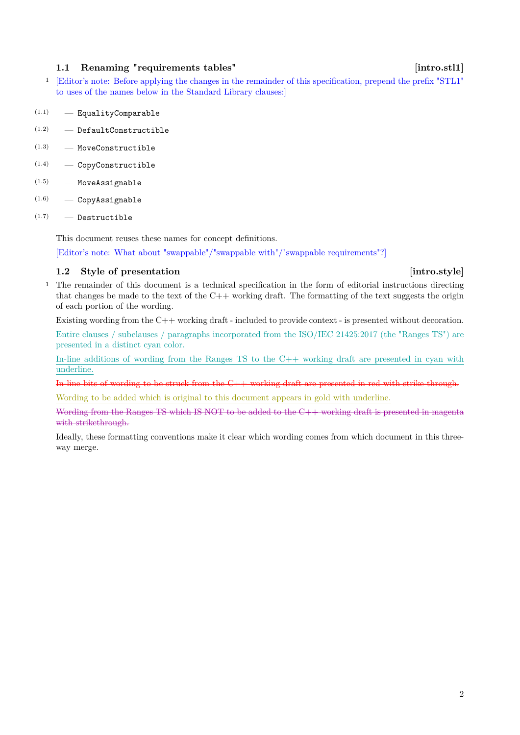### 1.1 Renaming "requirements tables" [intro.stl1]

1 [Editor's note: Before applying the changes in the remainder of this specification, prepend the prefix "STL1" to uses of the names below in the Standard Library clauses:]

(1.1) — `EqualityComparable`

(1.2) — `DefaultConstructible`

(1.3) — `MoveConstructible`

(1.4) — `CopyConstructible`

(1.5) — `MoveAssignable`

(1.6) — `CopyAssignable`

(1.7) — `Destructible`

This document reuses these names for concept definitions.

[Editor's note: What about "swappable"/"swappable with"/"swappable requirements"?]

### 1.2 Style of presentation [intro.style]

1 The remainder of this document is a technical specification in the form of editorial instructions directing that changes be made to the text of the C++ working draft. The formatting of the text suggests the origin of each portion of the wording.

Existing wording from the C++ working draft - included to provide context - is presented without decoration.

Entire clauses / subclauses / paragraphs incorporated from the ISO/IEC 21425:2017 (the "Ranges TS") are presented in a distinct cyan color.

In-line additions of wording from the Ranges TS to the C++ working draft are presented in cyan with underline.

~~In-line bits of wording to be struck from the C++ working draft are presented in red with strike-through.~~

Wording to be added which is original to this document appears in gold with underline.

~~Wording from the Ranges TS which IS NOT to be added to the C++ working draft is presented in magenta with strikethrough.~~

Ideally, these formatting conventions make it clear which wording comes from which document in this three-way merge.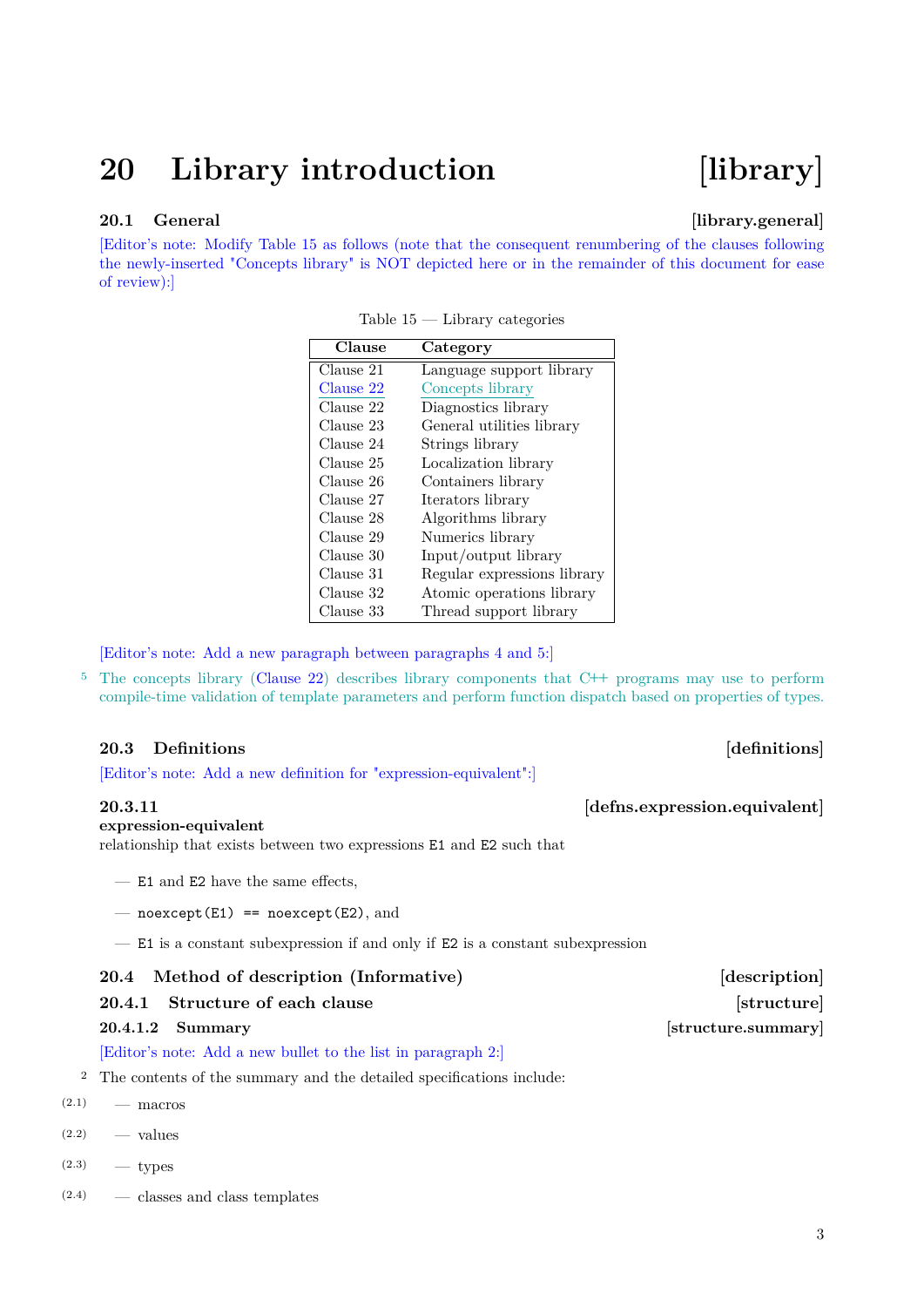# 20 Library introduction [library]

## 20.1 General [library.general]

[Editor's note: Modify Table 15 as follows (note that the consequent renumbering of the clauses following the newly-inserted "Concepts library" is NOT depicted here or in the remainder of this document for ease of review):]

Table 15 — Library categories

| Clause | Category |
|---|---|
| Clause 21 | Language support library |
| Clause 22 | Concepts library |
| Clause 22 | Diagnostics library |
| Clause 23 | General utilities library |
| Clause 24 | Strings library |
| Clause 25 | Localization library |
| Clause 26 | Containers library |
| Clause 27 | Iterators library |
| Clause 28 | Algorithms library |
| Clause 29 | Numerics library |
| Clause 30 | Input/output library |
| Clause 31 | Regular expressions library |
| Clause 32 | Atomic operations library |
| Clause 33 | Thread support library |

[Editor's note: Add a new paragraph between paragraphs 4 and 5:]

5 The concepts library (Clause 22) describes library components that C++ programs may use to perform compile-time validation of template parameters and perform function dispatch based on properties of types.

## 20.3 Definitions [definitions]

[Editor's note: Add a new definition for "expression-equivalent":]

### 20.3.11 [defns.expression.equivalent]

**expression-equivalent**
relationship that exists between two expressions `E1` and `E2` such that

— `E1` and `E2` have the same effects,

— `noexcept(E1) == noexcept(E2)`, and

— `E1` is a constant subexpression if and only if `E2` is a constant subexpression

## 20.4 Method of description (Informative) [description]

### 20.4.1 Structure of each clause [structure]

#### 20.4.1.2 Summary [structure.summary]

[Editor's note: Add a new bullet to the list in paragraph 2:]

2 The contents of the summary and the detailed specifications include:

(2.1) — macros

(2.2) — values

(2.3) — types

(2.4) — classes and class templates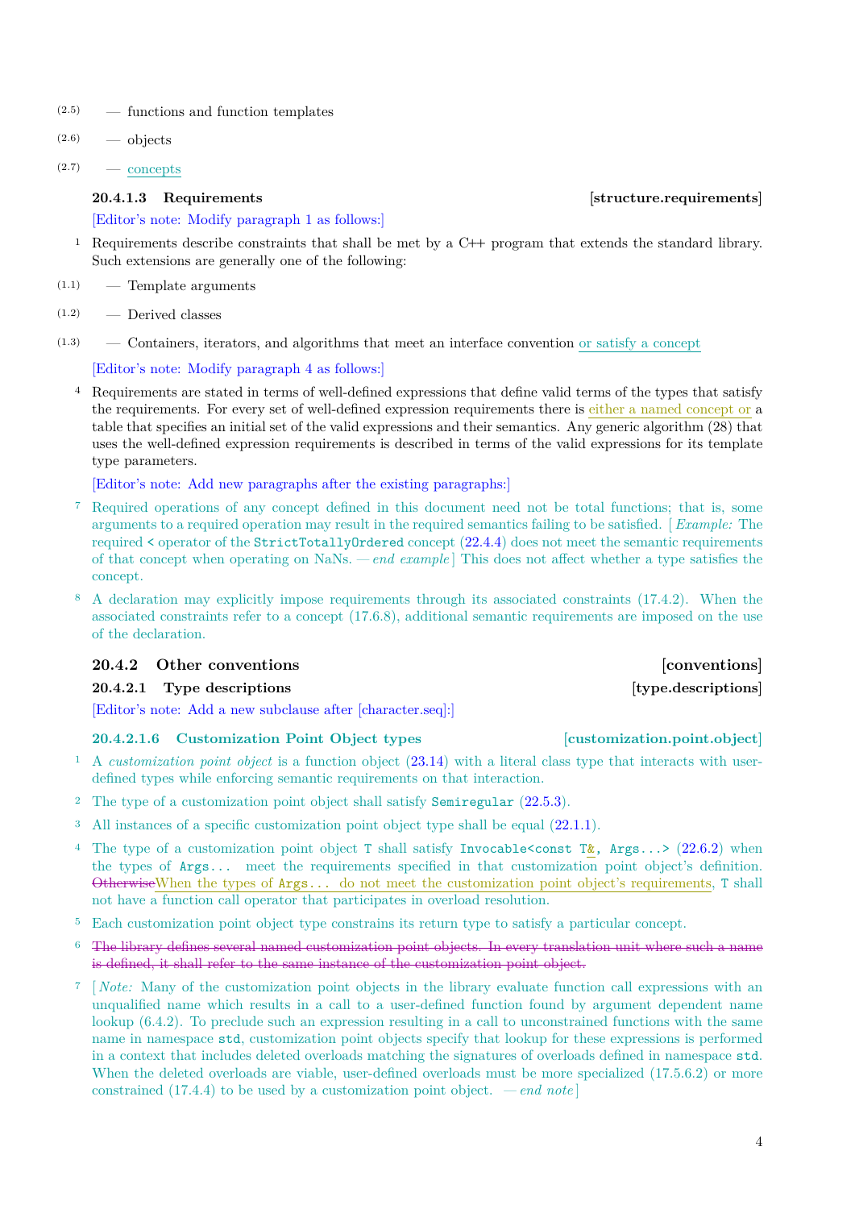- (2.5) — functions and function templates
- (2.6) — objects
- (2.7) — concepts

### 20.4.1.3 Requirements [structure.requirements]

[Editor's note: Modify paragraph 1 as follows:]

1 Requirements describe constraints that shall be met by a C++ program that extends the standard library. Such extensions are generally one of the following:

- (1.1) — Template arguments
- (1.2) — Derived classes
- (1.3) — Containers, iterators, and algorithms that meet an interface convention or satisfy a concept

[Editor's note: Modify paragraph 4 as follows:]

4 Requirements are stated in terms of well-defined expressions that define valid terms of the types that satisfy the requirements. For every set of well-defined expression requirements there is either a named concept or a table that specifies an initial set of the valid expressions and their semantics. Any generic algorithm (28) that uses the well-defined expression requirements is described in terms of the valid expressions for its template type parameters.

[Editor's note: Add new paragraphs after the existing paragraphs:]

7 Required operations of any concept defined in this document need not be total functions; that is, some arguments to a required operation may result in the required semantics failing to be satisfied. [ *Example:* The required `<` operator of the `StrictTotallyOrdered` concept (22.4.4) does not meet the semantic requirements of that concept when operating on NaNs. *— end example* ] This does not affect whether a type satisfies the concept.

8 A declaration may explicitly impose requirements through its associated constraints (17.4.2). When the associated constraints refer to a concept (17.6.8), additional semantic requirements are imposed on the use of the declaration.

### 20.4.2 Other conventions [conventions]

### 20.4.2.1 Type descriptions [type.descriptions]

[Editor's note: Add a new subclause after [character.seq]:]

#### 20.4.2.1.6 Customization Point Object types [customization.point.object]

1 A *customization point object* is a function object (23.14) with a literal class type that interacts with user-defined types while enforcing semantic requirements on that interaction.

2 The type of a customization point object shall satisfy `Semiregular` (22.5.3).

3 All instances of a specific customization point object type shall be equal (22.1.1).

4 The type of a customization point object `T` shall satisfy `Invocable<const T&, Args...>` (22.6.2) when the types of `Args...` meet the requirements specified in that customization point object's definition. ~~Otherwise~~When the types of `Args...` do not meet the customization point object's requirements, `T` shall not have a function call operator that participates in overload resolution.

5 Each customization point object type constrains its return type to satisfy a particular concept.

6 ~~The library defines several named customization point objects. In every translation unit where such a name is defined, it shall refer to the same instance of the customization point object.~~

7 [ *Note:* Many of the customization point objects in the library evaluate function call expressions with an unqualified name which results in a call to a user-defined function found by argument dependent name lookup (6.4.2). To preclude such an expression resulting in a call to unconstrained functions with the same name in namespace `std`, customization point objects specify that lookup for these expressions is performed in a context that includes deleted overloads matching the signatures of overloads defined in namespace `std`. When the deleted overloads are viable, user-defined overloads must be more specialized (17.5.6.2) or more constrained (17.4.4) to be used by a customization point object. *— end note* ]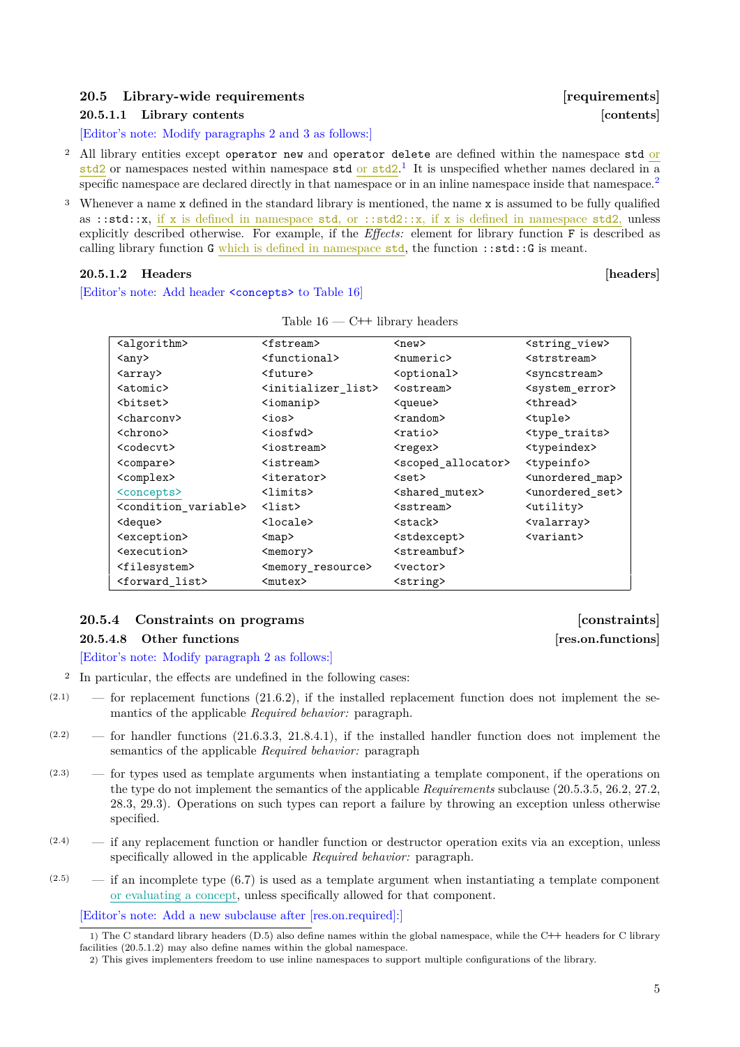## 20.5 Library-wide requirements [requirements]

### 20.5.1.1 Library contents [contents]

[Editor's note: Modify paragraphs 2 and 3 as follows:]

2 All library entities except `operator new` and `operator delete` are defined within the namespace `std` or `std2` or namespaces nested within namespace `std` or `std2`.[1] It is unspecified whether names declared in a specific namespace are declared directly in that namespace or in an inline namespace inside that namespace.[2]

3 Whenever a name `x` defined in the standard library is mentioned, the name `x` is assumed to be fully qualified as `::std::x`, if `x` is defined in namespace `std`, or `::std2::x`, if `x` is defined in namespace `std2`, unless explicitly described otherwise. For example, if the *Effects:* element for library function `F` is described as calling library function `G` which is defined in namespace `std`, the function `::std::G` is meant.

### 20.5.1.2 Headers [headers]

[Editor's note: Add header `<concepts>` to Table 16]

Table 16 — C++ library headers

| | | | |
|---|---|---|---|
| `<algorithm>` | `<fstream>` | `<new>` | `<string_view>` |
| `<any>` | `<functional>` | `<numeric>` | `<strstream>` |
| `<array>` | `<future>` | `<optional>` | `<syncstream>` |
| `<atomic>` | `<initializer_list>` | `<ostream>` | `<system_error>` |
| `<bitset>` | `<iomanip>` | `<queue>` | `<thread>` |
| `<charconv>` | `<ios>` | `<random>` | `<tuple>` |
| `<chrono>` | `<iosfwd>` | `<ratio>` | `<type_traits>` |
| `<codecvt>` | `<iostream>` | `<regex>` | `<typeindex>` |
| `<compare>` | `<istream>` | `<scoped_allocator>` | `<typeinfo>` |
| `<complex>` | `<iterator>` | `<set>` | `<unordered_map>` |
| `<concepts>` | `<limits>` | `<shared_mutex>` | `<unordered_set>` |
| `<condition_variable>` | `<list>` | `<sstream>` | `<utility>` |
| `<deque>` | `<locale>` | `<stack>` | `<valarray>` |
| `<exception>` | `<map>` | `<stdexcept>` | `<variant>` |
| `<execution>` | `<memory>` | `<streambuf>` | |
| `<filesystem>` | `<memory_resource>` | `<vector>` | |
| `<forward_list>` | `<mutex>` | `<string>` | |

## 20.5.4 Constraints on programs [constraints]

### 20.5.4.8 Other functions [res.on.functions]

[Editor's note: Modify paragraph 2 as follows:]

2 In particular, the effects are undefined in the following cases:

- (2.1) — for replacement functions (21.6.2), if the installed replacement function does not implement the semantics of the applicable *Required behavior:* paragraph.
- (2.2) — for handler functions (21.6.3.3, 21.8.4.1), if the installed handler function does not implement the semantics of the applicable *Required behavior:* paragraph
- (2.3) — for types used as template arguments when instantiating a template component, if the operations on the type do not implement the semantics of the applicable *Requirements* subclause (20.5.3.5, 26.2, 27.2, 28.3, 29.3). Operations on such types can report a failure by throwing an exception unless otherwise specified.
- (2.4) — if any replacement function or handler function or destructor operation exits via an exception, unless specifically allowed in the applicable *Required behavior:* paragraph.
- (2.5) — if an incomplete type (6.7) is used as a template argument when instantiating a template component or evaluating a concept, unless specifically allowed for that component.

[Editor's note: Add a new subclause after [res.on.required]:]

1) The C standard library headers (D.5) also define names within the global namespace, while the C++ headers for C library facilities (20.5.1.2) may also define names within the global namespace.

2) This gives implementers freedom to use inline namespaces to support multiple configurations of the library.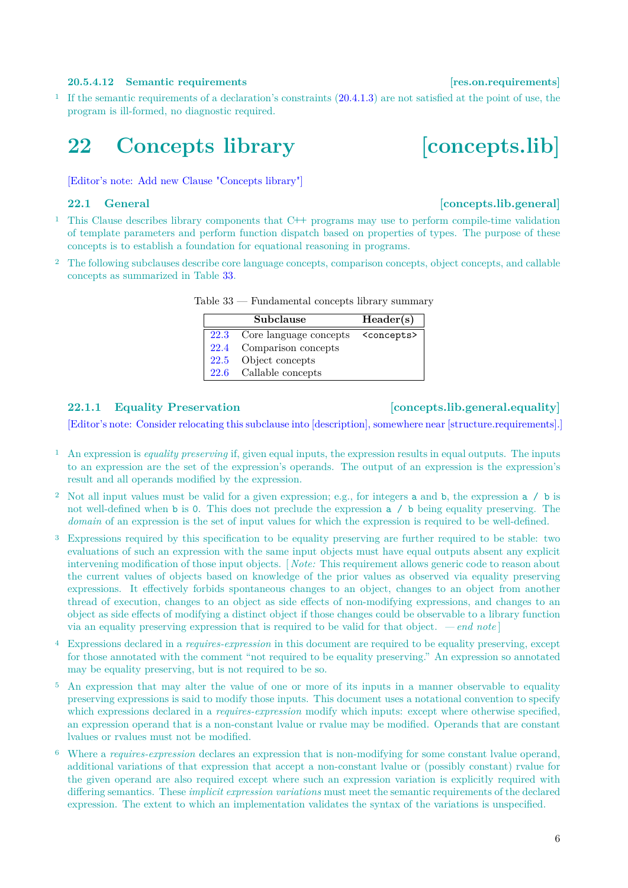#### 20.5.4.12 Semantic requirements [res.on.requirements]

1 If the semantic requirements of a declaration's constraints (20.4.1.3) are not satisfied at the point of use, the program is ill-formed, no diagnostic required.

# 22 Concepts library [concepts.lib]

[Editor's note: Add new Clause "Concepts library"]

## 22.1 General [concepts.lib.general]

1 This Clause describes library components that C++ programs may use to perform compile-time validation of template parameters and perform function dispatch based on properties of types. The purpose of these concepts is to establish a foundation for equational reasoning in programs.

2 The following subclauses describe core language concepts, comparison concepts, object concepts, and callable concepts as summarized in Table 33.

Table 33 — Fundamental concepts library summary

| | Subclause | Header(s) |
|---|---|---|
| 22.3 | Core language concepts | `<concepts>` |
| 22.4 | Comparison concepts | |
| 22.5 | Object concepts | |
| 22.6 | Callable concepts | |

### 22.1.1 Equality Preservation [concepts.lib.general.equality]

[Editor's note: Consider relocating this subclause into [description], somewhere near [structure.requirements].]

1 An expression is *equality preserving* if, given equal inputs, the expression results in equal outputs. The inputs to an expression are the set of the expression's operands. The output of an expression is the expression's result and all operands modified by the expression.

2 Not all input values must be valid for a given expression; e.g., for integers `a` and `b`, the expression `a / b` is not well-defined when `b` is `0`. This does not preclude the expression `a / b` being equality preserving. The *domain* of an expression is the set of input values for which the expression is required to be well-defined.

3 Expressions required by this specification to be equality preserving are further required to be stable: two evaluations of such an expression with the same input objects must have equal outputs absent any explicit intervening modification of those input objects. [ *Note:* This requirement allows generic code to reason about the current values of objects based on knowledge of the prior values as observed via equality preserving expressions. It effectively forbids spontaneous changes to an object, changes to an object from another thread of execution, changes to an object as side effects of non-modifying expressions, and changes to an object as side effects of modifying a distinct object if those changes could be observable to a library function via an equality preserving expression that is required to be valid for that object. — *end note* ]

4 Expressions declared in a *requires-expression* in this document are required to be equality preserving, except for those annotated with the comment "not required to be equality preserving." An expression so annotated may be equality preserving, but is not required to be so.

5 An expression that may alter the value of one or more of its inputs in a manner observable to equality preserving expressions is said to modify those inputs. This document uses a notational convention to specify which expressions declared in a *requires-expression* modify which inputs: except where otherwise specified, an expression operand that is a non-constant lvalue or rvalue may be modified. Operands that are constant lvalues or rvalues must not be modified.

6 Where a *requires-expression* declares an expression that is non-modifying for some constant lvalue operand, additional variations of that expression that accept a non-constant lvalue or (possibly constant) rvalue for the given operand are also required except where such an expression variation is explicitly required with differing semantics. These *implicit expression variations* must meet the semantic requirements of the declared expression. The extent to which an implementation validates the syntax of the variations is unspecified.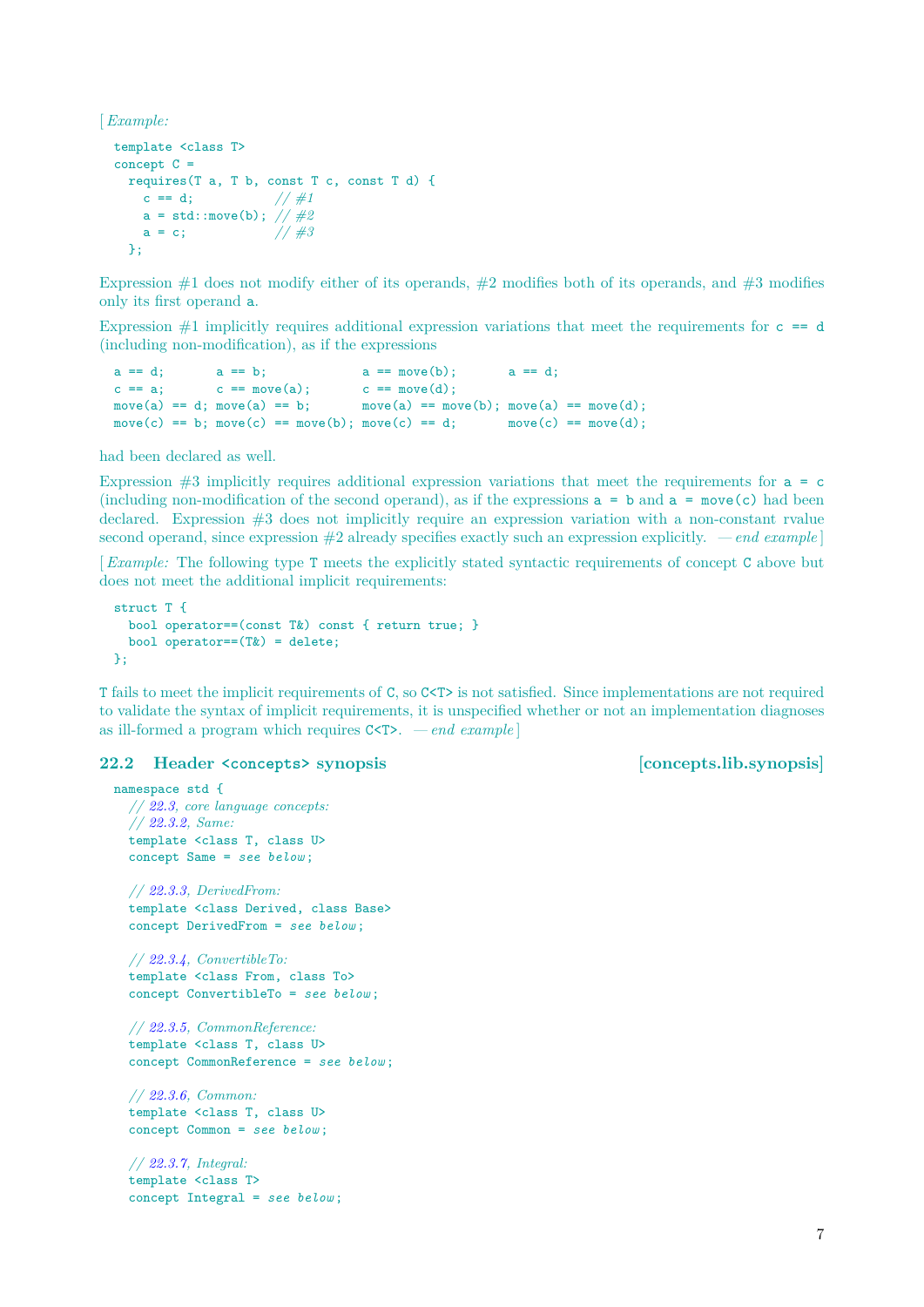[ *Example:*

```
template <class T>
concept C =
  requires(T a, T b, const T c, const T d) {
    c == d;           // #1
    a = std::move(b); // #2
    a = c;            // #3
  };
```

Expression #1 does not modify either of its operands, #2 modifies both of its operands, and #3 modifies only its first operand `a`.

Expression #1 implicitly requires additional expression variations that meet the requirements for `c == d` (including non-modification), as if the expressions

```
a == d;       a == b;             a == move(b);       a == d;
c == a;       c == move(a);       c == move(d);
move(a) == d; move(a) == b;       move(a) == move(b); move(a) == move(d);
move(c) == b; move(c) == move(b); move(c) == d;       move(c) == move(d);
```

had been declared as well.

Expression #3 implicitly requires additional expression variations that meet the requirements for `a = c` (including non-modification of the second operand), as if the expressions `a = b` and `a = move(c)` had been declared. Expression #3 does not implicitly require an expression variation with a non-constant rvalue second operand, since expression #2 already specifies exactly such an expression explicitly. — *end example* ]

[ *Example:* The following type `T` meets the explicitly stated syntactic requirements of concept `C` above but does not meet the additional implicit requirements:

```
struct T {
  bool operator==(const T&) const { return true; }
  bool operator==(T&) = delete;
};
```

`T` fails to meet the implicit requirements of `C`, so `C<T>` is not satisfied. Since implementations are not required to validate the syntax of implicit requirements, it is unspecified whether or not an implementation diagnoses as ill-formed a program which requires `C<T>`. — *end example* ]

## 22.2 Header `<concepts>` synopsis [concepts.lib.synopsis]

```
namespace std {
  // 22.3, core language concepts:
  // 22.3.2, Same:
  template <class T, class U>
  concept Same = see below;

  // 22.3.3, DerivedFrom:
  template <class Derived, class Base>
  concept DerivedFrom = see below;

  // 22.3.4, ConvertibleTo:
  template <class From, class To>
  concept ConvertibleTo = see below;

  // 22.3.5, CommonReference:
  template <class T, class U>
  concept CommonReference = see below;

  // 22.3.6, Common:
  template <class T, class U>
  concept Common = see below;

  // 22.3.7, Integral:
  template <class T>
  concept Integral = see below;
```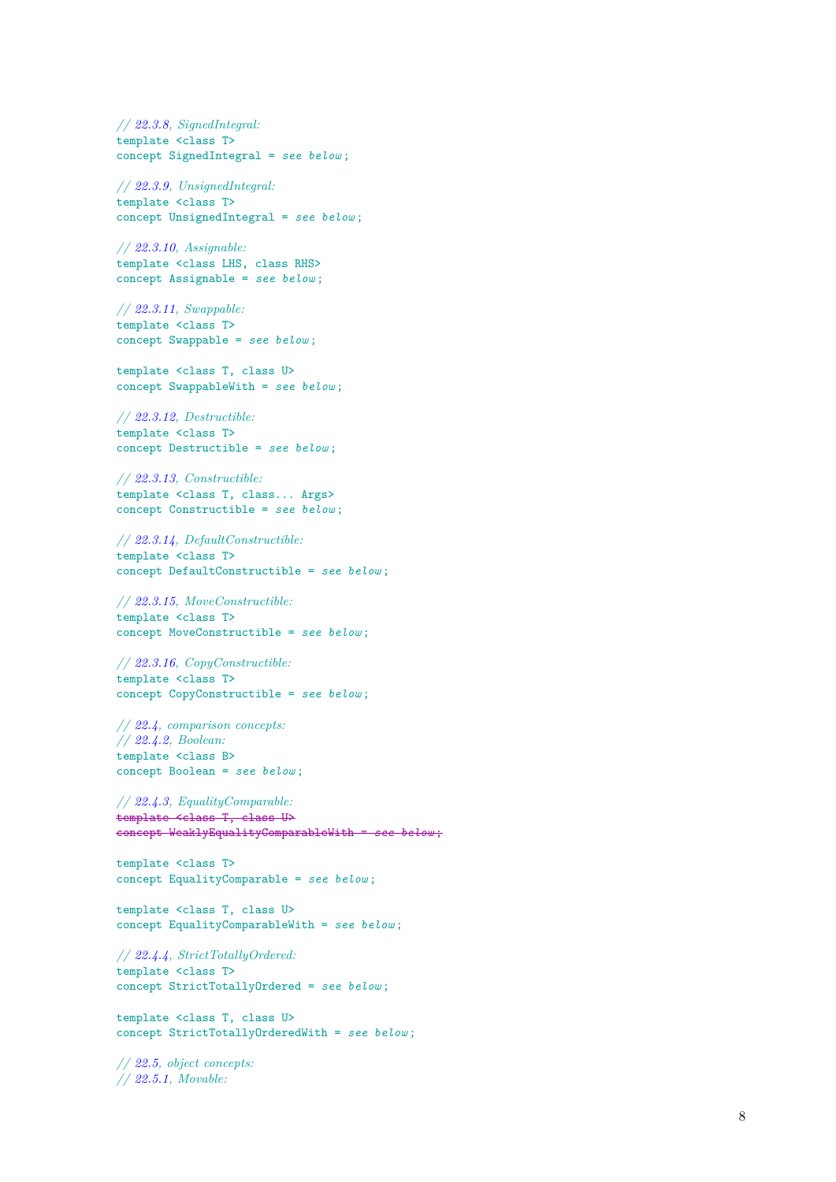```
// 22.3.8, SignedIntegral:
template <class T>
concept SignedIntegral = see below;

// 22.3.9, UnsignedIntegral:
template <class T>
concept UnsignedIntegral = see below;

// 22.3.10, Assignable:
template <class LHS, class RHS>
concept Assignable = see below;

// 22.3.11, Swappable:
template <class T>
concept Swappable = see below;

template <class T, class U>
concept SwappableWith = see below;

// 22.3.12, Destructible:
template <class T>
concept Destructible = see below;

// 22.3.13, Constructible:
template <class T, class... Args>
concept Constructible = see below;

// 22.3.14, DefaultConstructible:
template <class T>
concept DefaultConstructible = see below;

// 22.3.15, MoveConstructible:
template <class T>
concept MoveConstructible = see below;

// 22.3.16, CopyConstructible:
template <class T>
concept CopyConstructible = see below;

// 22.4, comparison concepts:
// 22.4.2, Boolean:
template <class B>
concept Boolean = see below;

// 22.4.3, EqualityComparable:
template <class T, class U>
concept WeaklyEqualityComparableWith = see below;

template <class T>
concept EqualityComparable = see below;

template <class T, class U>
concept EqualityComparableWith = see below;

// 22.4.4, StrictTotallyOrdered:
template <class T>
concept StrictTotallyOrdered = see below;

template <class T, class U>
concept StrictTotallyOrderedWith = see below;

// 22.5, object concepts:
// 22.5.1, Movable:
```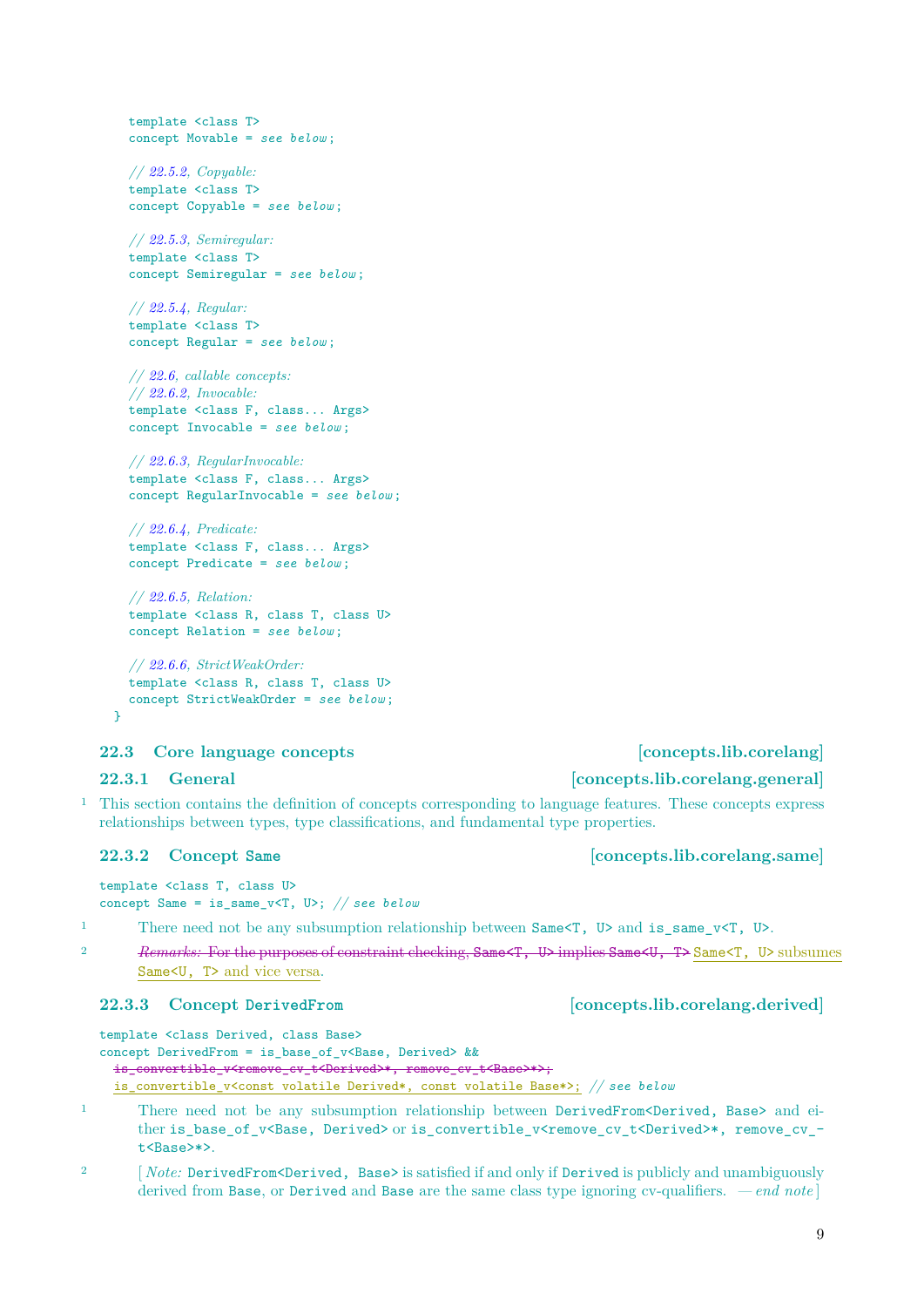```
  template <class T>
  concept Movable = see below;

  // 22.5.2, Copyable:
  template <class T>
  concept Copyable = see below;

  // 22.5.3, Semiregular:
  template <class T>
  concept Semiregular = see below;

  // 22.5.4, Regular:
  template <class T>
  concept Regular = see below;

  // 22.6, callable concepts:
  // 22.6.2, Invocable:
  template <class F, class... Args>
  concept Invocable = see below;

  // 22.6.3, RegularInvocable:
  template <class F, class... Args>
  concept RegularInvocable = see below;

  // 22.6.4, Predicate:
  template <class F, class... Args>
  concept Predicate = see below;

  // 22.6.5, Relation:
  template <class R, class T, class U>
  concept Relation = see below;

  // 22.6.6, StrictWeakOrder:
  template <class R, class T, class U>
  concept StrictWeakOrder = see below;
}
```

## 22.3 Core language concepts [concepts.lib.corelang]

### 22.3.1 General [concepts.lib.corelang.general]

1 This section contains the definition of concepts corresponding to language features. These concepts express relationships between types, type classifications, and fundamental type properties.

### 22.3.2 Concept `Same` [concepts.lib.corelang.same]

```
template <class T, class U>
concept Same = is_same_v<T, U>; // see below
```

1 There need not be any subsumption relationship between `Same<T, U>` and `is_same_v<T, U>`.

2 ~~*Remarks:* For the purposes of constraint checking, `Same<T, U>` implies `Same<U, T>`~~ `Same<T, U>` subsumes `Same<U, T>` and vice versa.

### 22.3.3 Concept `DerivedFrom` [concepts.lib.corelang.derived]

```
template <class Derived, class Base>
concept DerivedFrom = is_base_of_v<Base, Derived> &&
  ~~is_convertible_v<remove_cv_t<Derived>*, remove_cv_t<Base>*>;~~
  is_convertible_v<const volatile Derived*, const volatile Base*>; // see below
```

1 There need not be any subsumption relationship between `DerivedFrom<Derived, Base>` and either `is_base_of_v<Base, Derived>` or `is_convertible_v<remove_cv_t<Derived>*, remove_cv_t<Base>*>`.

2 [ *Note:* `DerivedFrom<Derived, Base>` is satisfied if and only if `Derived` is publicly and unambiguously derived from `Base`, or `Derived` and `Base` are the same class type ignoring cv-qualifiers. — *end note* ]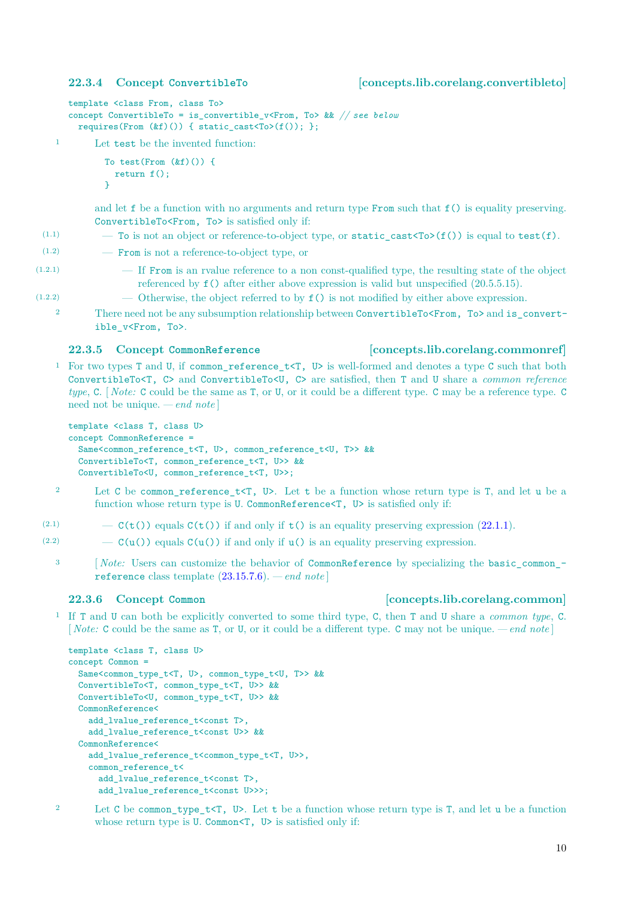### 22.3.4 Concept ConvertibleTo [concepts.lib.corelang.convertibleto]

```
template <class From, class To>
concept ConvertibleTo = is_convertible_v<From, To> && // see below
  requires(From (&f)()) { static_cast<To>(f()); };
```

1 Let `test` be the invented function:

```
To test(From (&f)()) {
  return f();
}
```

and let `f` be a function with no arguments and return type `From` such that `f()` is equality preserving. `ConvertibleTo<From, To>` is satisfied only if:

(1.1) — `To` is not an object or reference-to-object type, or `static_cast<To>(f())` is equal to `test(f)`.

(1.2) — `From` is not a reference-to-object type, or

(1.2.1) — If `From` is an rvalue reference to a non const-qualified type, the resulting state of the object referenced by `f()` after either above expression is valid but unspecified (20.5.5.15).

(1.2.2) — Otherwise, the object referred to by `f()` is not modified by either above expression.

2 There need not be any subsumption relationship between `ConvertibleTo<From, To>` and `is_convertible_v<From, To>`.

### 22.3.5 Concept CommonReference [concepts.lib.corelang.commonref]

1 For two types `T` and `U`, if `common_reference_t<T, U>` is well-formed and denotes a type `C` such that both `ConvertibleTo<T, C>` and `ConvertibleTo<U, C>` are satisfied, then `T` and `U` share a *common reference type*, `C`. [ *Note:* `C` could be the same as `T`, or `U`, or it could be a different type. `C` may be a reference type. `C` need not be unique. — *end note* ]

```
template <class T, class U>
concept CommonReference =
  Same<common_reference_t<T, U>, common_reference_t<U, T>> &&
  ConvertibleTo<T, common_reference_t<T, U>> &&
  ConvertibleTo<U, common_reference_t<T, U>>;
```

2 Let `C` be `common_reference_t<T, U>`. Let `t` be a function whose return type is `T`, and let `u` be a function whose return type is `U`. `CommonReference<T, U>` is satisfied only if:

(2.1) — `C(t())` equals `C(t())` if and only if `t()` is an equality preserving expression (22.1.1).

(2.2) — `C(u())` equals `C(u())` if and only if `u()` is an equality preserving expression.

3 [ *Note:* Users can customize the behavior of `CommonReference` by specializing the `basic_common_reference` class template (23.15.7.6). — *end note* ]

### 22.3.6 Concept Common [concepts.lib.corelang.common]

1 If `T` and `U` can both be explicitly converted to some third type, `C`, then `T` and `U` share a *common type*, `C`. [ *Note:* `C` could be the same as `T`, or `U`, or it could be a different type. `C` may not be unique. — *end note* ]

```
template <class T, class U>
concept Common =
  Same<common_type_t<T, U>, common_type_t<U, T>> &&
  ConvertibleTo<T, common_type_t<T, U>> &&
  ConvertibleTo<U, common_type_t<T, U>> &&
  CommonReference<
    add_lvalue_reference_t<const T>,
    add_lvalue_reference_t<const U>> &&
  CommonReference<
    add_lvalue_reference_t<common_type_t<T, U>>,
    common_reference_t<
      add_lvalue_reference_t<const T>,
      add_lvalue_reference_t<const U>>>;
```

2 Let `C` be `common_type_t<T, U>`. Let `t` be a function whose return type is `T`, and let `u` be a function whose return type is `U`. `Common<T, U>` is satisfied only if: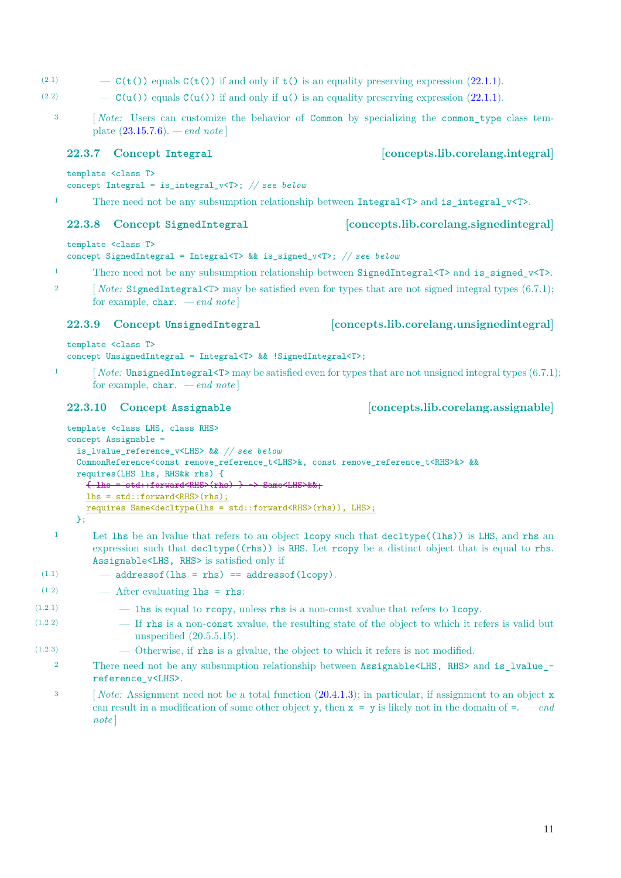(2.1) — `C(t())` equals `C(t())` if and only if `t()` is an equality preserving expression (22.1.1).

(2.2) — `C(u())` equals `C(u())` if and only if `u()` is an equality preserving expression (22.1.1).

3 [ *Note:* Users can customize the behavior of `Common` by specializing the `common_type` class template (23.15.7.6). — *end note* ]

### 22.3.7 Concept `Integral` [concepts.lib.corelang.integral]

```
template <class T>
concept Integral = is_integral_v<T>; // see below
```

1 There need not be any subsumption relationship between `Integral<T>` and `is_integral_v<T>`.

### 22.3.8 Concept `SignedIntegral` [concepts.lib.corelang.signedintegral]

```
template <class T>
concept SignedIntegral = Integral<T> && is_signed_v<T>; // see below
```

1 There need not be any subsumption relationship between `SignedIntegral<T>` and `is_signed_v<T>`.

2 [ *Note:* `SignedIntegral<T>` may be satisfied even for types that are not signed integral types (6.7.1); for example, `char`. — *end note* ]

### 22.3.9 Concept `UnsignedIntegral` [concepts.lib.corelang.unsignedintegral]

```
template <class T>
concept UnsignedIntegral = Integral<T> && !SignedIntegral<T>;
```

1 [ *Note:* `UnsignedIntegral<T>` may be satisfied even for types that are not unsigned integral types (6.7.1); for example, `char`. — *end note* ]

### 22.3.10 Concept `Assignable` [concepts.lib.corelang.assignable]

```
template <class LHS, class RHS>
concept Assignable =
  is_lvalue_reference_v<LHS> && // see below
  CommonReference<const remove_reference_t<LHS>&, const remove_reference_t<RHS>&> &&
  requires(LHS lhs, RHS&& rhs) {
    ~~{ lhs = std::forward<RHS>(rhs) } -> Same<LHS>&&;~~
    lhs = std::forward<RHS>(rhs);
    requires Same<decltype(lhs = std::forward<RHS>(rhs)), LHS>;
  };
```

1 Let `lhs` be an lvalue that refers to an object `lcopy` such that `decltype((lhs))` is `LHS`, and `rhs` an expression such that `decltype((rhs))` is `RHS`. Let `rcopy` be a distinct object that is equal to `rhs`. `Assignable<LHS, RHS>` is satisfied only if

(1.1) — `addressof(lhs = rhs) == addressof(lcopy)`.

(1.2) — After evaluating `lhs = rhs`:

(1.2.1) — `lhs` is equal to `rcopy`, unless `rhs` is a non-const xvalue that refers to `lcopy`.

(1.2.2) — If `rhs` is a non-`const` xvalue, the resulting state of the object to which it refers is valid but unspecified (20.5.5.15).

(1.2.3) — Otherwise, if `rhs` is a glvalue, the object to which it refers is not modified.

2 There need not be any subsumption relationship between `Assignable<LHS, RHS>` and `is_lvalue_reference_v<LHS>`.

3 [ *Note:* Assignment need not be a total function (20.4.1.3); in particular, if assignment to an object `x` can result in a modification of some other object `y`, then `x = y` is likely not in the domain of `=`. — *end note* ]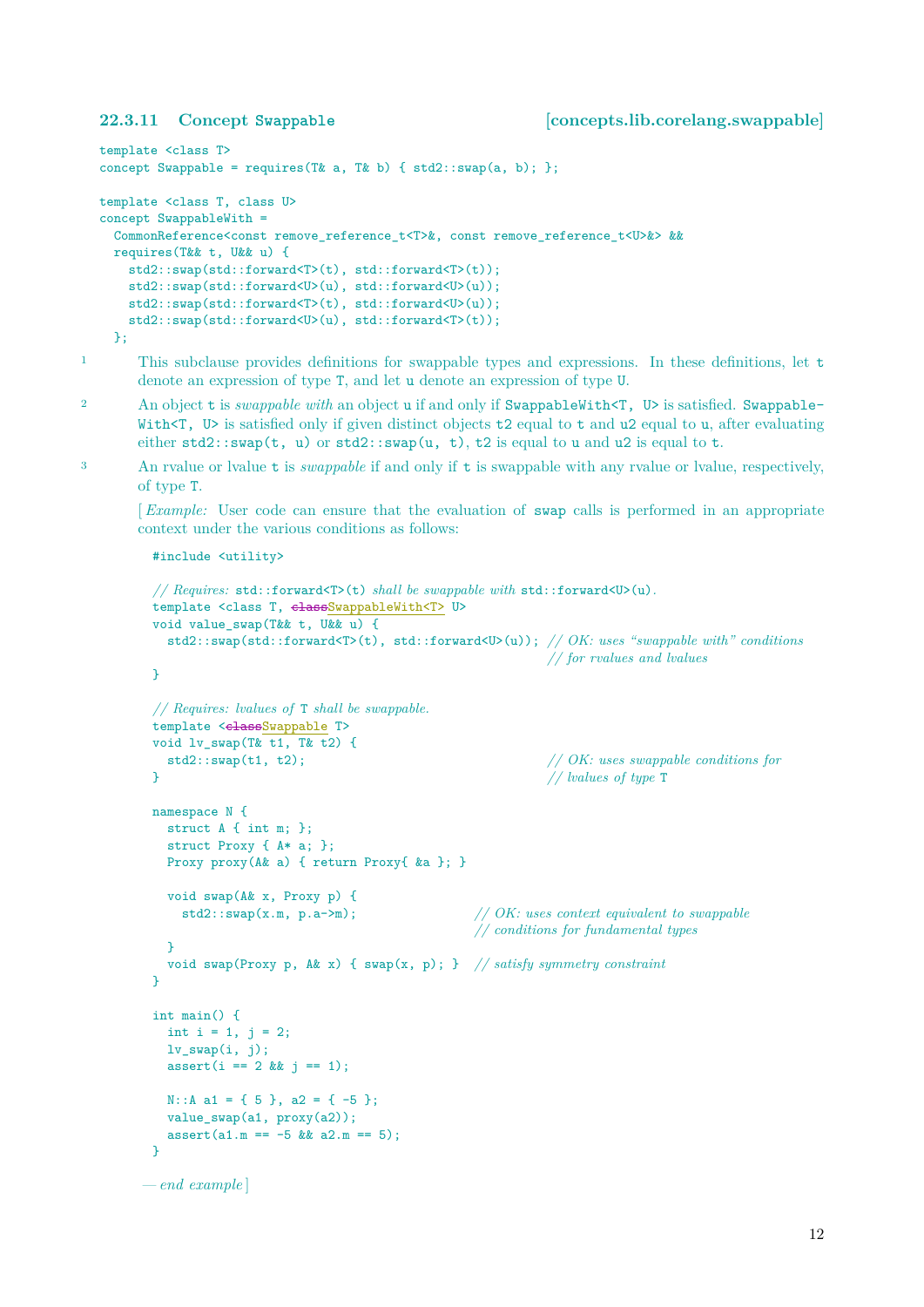### 22.3.11 Concept Swappable [concepts.lib.corelang.swappable]

```
template <class T>
concept Swappable = requires(T& a, T& b) { std2::swap(a, b); };

template <class T, class U>
concept SwappableWith =
  CommonReference<const remove_reference_t<T>&, const remove_reference_t<U>&> &&
  requires(T&& t, U&& u) {
    std2::swap(std::forward<T>(t), std::forward<T>(t));
    std2::swap(std::forward<U>(u), std::forward<U>(u));
    std2::swap(std::forward<T>(t), std::forward<U>(u));
    std2::swap(std::forward<U>(u), std::forward<T>(t));
  };
```

1 This subclause provides definitions for swappable types and expressions. In these definitions, let `t` denote an expression of type `T`, and let `u` denote an expression of type `U`.

2 An object `t` is *swappable with* an object `u` if and only if `SwappableWith<T, U>` is satisfied. `SwappableWith<T, U>` is satisfied only if given distinct objects `t2` equal to `t` and `u2` equal to `u`, after evaluating either `std2::swap(t, u)` or `std2::swap(u, t)`, `t2` is equal to `u` and `u2` is equal to `t`.

3 An rvalue or lvalue `t` is *swappable* if and only if `t` is swappable with any rvalue or lvalue, respectively, of type `T`.

[ *Example:* User code can ensure that the evaluation of `swap` calls is performed in an appropriate context under the various conditions as follows:

```
#include <utility>

// Requires: std::forward<T>(t) shall be swappable with std::forward<U>(u).
template <class T, ~~class~~SwappableWith<T> U>
void value_swap(T&& t, U&& u) {
  std2::swap(std::forward<T>(t), std::forward<U>(u)); // OK: uses "swappable with" conditions
                                                      // for rvalues and lvalues
}

// Requires: lvalues of T shall be swappable.
template <~~class~~Swappable T>
void lv_swap(T& t1, T& t2) {
  std2::swap(t1, t2);                                 // OK: uses swappable conditions for
}                                                     // lvalues of type T

namespace N {
  struct A { int m; };
  struct Proxy { A* a; };
  Proxy proxy(A& a) { return Proxy{ &a }; }

  void swap(A& x, Proxy p) {
    std2::swap(x.m, p.a->m);                 // OK: uses context equivalent to swappable
                                             // conditions for fundamental types
  }
  void swap(Proxy p, A& x) { swap(x, p); }   // satisfy symmetry constraint
}

int main() {
  int i = 1, j = 2;
  lv_swap(i, j);
  assert(i == 2 && j == 1);

  N::A a1 = { 5 }, a2 = { -5 };
  value_swap(a1, proxy(a2));
  assert(a1.m == -5 && a2.m == 5);
}
```

— *end example* ]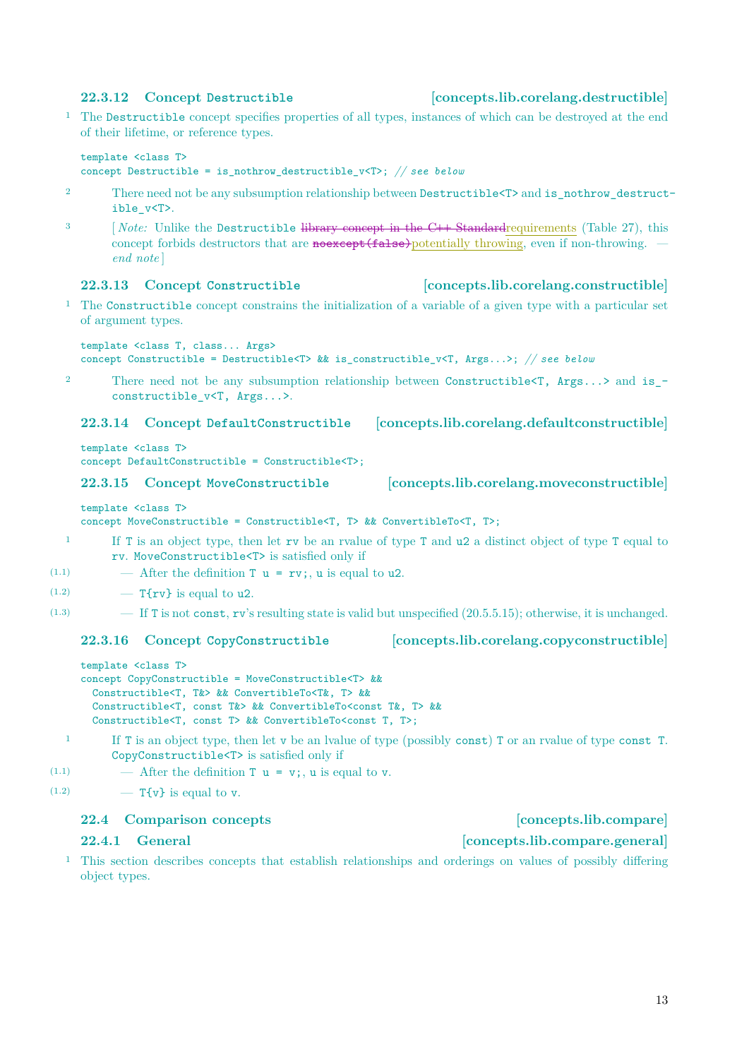### 22.3.12 Concept `Destructible` [concepts.lib.corelang.destructible]

1 The `Destructible` concept specifies properties of all types, instances of which can be destroyed at the end of their lifetime, or reference types.

```
template <class T>
concept Destructible = is_nothrow_destructible_v<T>; // see below
```

2 There need not be any subsumption relationship between `Destructible<T>` and `is_nothrow_destructible_v<T>`.

3 [ *Note:* Unlike the `Destructible` ~~library concept in the C++ Standard~~requirements (Table 27), this concept forbids destructors that are ~~`noexcept(false)`~~potentially throwing, even if non-throwing. — *end note* ]

### 22.3.13 Concept `Constructible` [concepts.lib.corelang.constructible]

1 The `Constructible` concept constrains the initialization of a variable of a given type with a particular set of argument types.

```
template <class T, class... Args>
concept Constructible = Destructible<T> && is_constructible_v<T, Args...>; // see below
```

2 There need not be any subsumption relationship between `Constructible<T, Args...>` and `is_constructible_v<T, Args...>`.

### 22.3.14 Concept `DefaultConstructible` [concepts.lib.corelang.defaultconstructible]

```
template <class T>
concept DefaultConstructible = Constructible<T>;
```

### 22.3.15 Concept `MoveConstructible` [concepts.lib.corelang.moveconstructible]

```
template <class T>
concept MoveConstructible = Constructible<T, T> && ConvertibleTo<T, T>;
```

1 If `T` is an object type, then let `rv` be an rvalue of type `T` and `u2` a distinct object of type `T` equal to `rv`. `MoveConstructible<T>` is satisfied only if

- (1.1) — After the definition `T u = rv;`, `u` is equal to `u2`.
- (1.2) — `T{rv}` is equal to `u2`.
- (1.3) — If `T` is not `const`, `rv`'s resulting state is valid but unspecified (20.5.5.15); otherwise, it is unchanged.

### 22.3.16 Concept `CopyConstructible` [concepts.lib.corelang.copyconstructible]

```
template <class T>
concept CopyConstructible = MoveConstructible<T> &&
  Constructible<T, T&> && ConvertibleTo<T&, T> &&
  Constructible<T, const T&> && ConvertibleTo<const T&, T> &&
  Constructible<T, const T> && ConvertibleTo<const T, T>;
```

1 If `T` is an object type, then let `v` be an lvalue of type (possibly `const`) `T` or an rvalue of type `const T`. `CopyConstructible<T>` is satisfied only if

- (1.1) — After the definition `T u = v;`, `u` is equal to `v`.
- (1.2) — `T{v}` is equal to `v`.

## 22.4 Comparison concepts [concepts.lib.compare]

### 22.4.1 General [concepts.lib.compare.general]

1 This section describes concepts that establish relationships and orderings on values of possibly differing object types.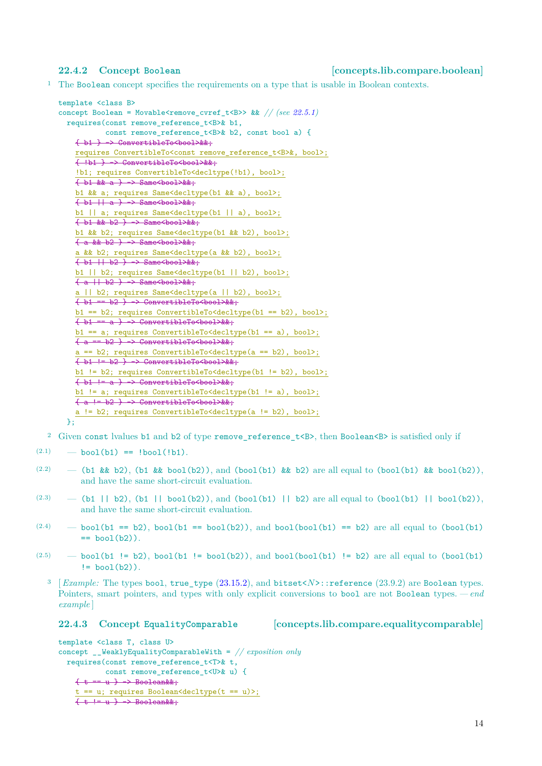### 22.4.2 Concept Boolean [concepts.lib.compare.boolean]

1 The `Boolean` concept specifies the requirements on a type that is usable in Boolean contexts.

```
template <class B>
concept Boolean = Movable<remove_cvref_t<B>> && // (see 22.5.1)
  requires(const remove_reference_t<B>& b1,
           const remove_reference_t<B>& b2, const bool a) {
    { b1 } -> ConvertibleTo<bool>&&;
    requires ConvertibleTo<const remove_reference_t<B>&, bool>;
    { !b1 } -> ConvertibleTo<bool>&&;
    !b1; requires ConvertibleTo<decltype(!b1), bool>;
    { b1 && a } -> Same<bool>&&;
    b1 && a; requires Same<decltype(b1 && a), bool>;
    { b1 || a } -> Same<bool>&&;
    b1 || a; requires Same<decltype(b1 || a), bool>;
    { b1 && b2 } -> Same<bool>&&;
    b1 && b2; requires Same<decltype(b1 && b2), bool>;
    { a && b2 } -> Same<bool>&&;
    a && b2; requires Same<decltype(a && b2), bool>;
    { b1 || b2 } -> Same<bool>&&;
    b1 || b2; requires Same<decltype(b1 || b2), bool>;
    { a || b2 } -> Same<bool>&&;
    a || b2; requires Same<decltype(a || b2), bool>;
    { b1 == b2 } -> ConvertibleTo<bool>&&;
    b1 == b2; requires ConvertibleTo<decltype(b1 == b2), bool>;
    { b1 == a } -> ConvertibleTo<bool>&&;
    b1 == a; requires ConvertibleTo<decltype(b1 == a), bool>;
    { a == b2 } -> ConvertibleTo<bool>&&;
    a == b2; requires ConvertibleTo<decltype(a == b2), bool>;
    { b1 != b2 } -> ConvertibleTo<bool>&&;
    b1 != b2; requires ConvertibleTo<decltype(b1 != b2), bool>;
    { b1 != a } -> ConvertibleTo<bool>&&;
    b1 != a; requires ConvertibleTo<decltype(b1 != a), bool>;
    { a != b2 } -> ConvertibleTo<bool>&&;
    a != b2; requires ConvertibleTo<decltype(a != b2), bool>;
  };
```

2 Given `const` lvalues `b1` and `b2` of type `remove_reference_t<B>`, then `Boolean<B>` is satisfied only if

(2.1) — `bool(b1) == !bool(!b1)`.

(2.2) — `(b1 && b2)`, `(b1 && bool(b2))`, and `(bool(b1) && b2)` are all equal to `(bool(b1) && bool(b2))`, and have the same short-circuit evaluation.

(2.3) — `(b1 || b2)`, `(b1 || bool(b2))`, and `(bool(b1) || b2)` are all equal to `(bool(b1) || bool(b2))`, and have the same short-circuit evaluation.

(2.4) — `bool(b1 == b2)`, `bool(b1 == bool(b2))`, and `bool(bool(b1) == b2)` are all equal to `(bool(b1) == bool(b2))`.

(2.5) — `bool(b1 != b2)`, `bool(b1 != bool(b2))`, and `bool(bool(b1) != b2)` are all equal to `(bool(b1) != bool(b2))`.

3 [*Example:* The types `bool`, `true_type` (23.15.2), and `bitset<N>::reference` (23.9.2) are `Boolean` types. Pointers, smart pointers, and types with only explicit conversions to `bool` are not `Boolean` types. — *end example*]

### 22.4.3 Concept EqualityComparable [concepts.lib.compare.equalitycomparable]

```
template <class T, class U>
concept __WeaklyEqualityComparableWith = // exposition only
  requires(const remove_reference_t<T>& t,
           const remove_reference_t<U>& u) {
    { t == u } -> Boolean&&;
    t == u; requires Boolean<decltype(t == u)>;
    { t != u } -> Boolean&&;
```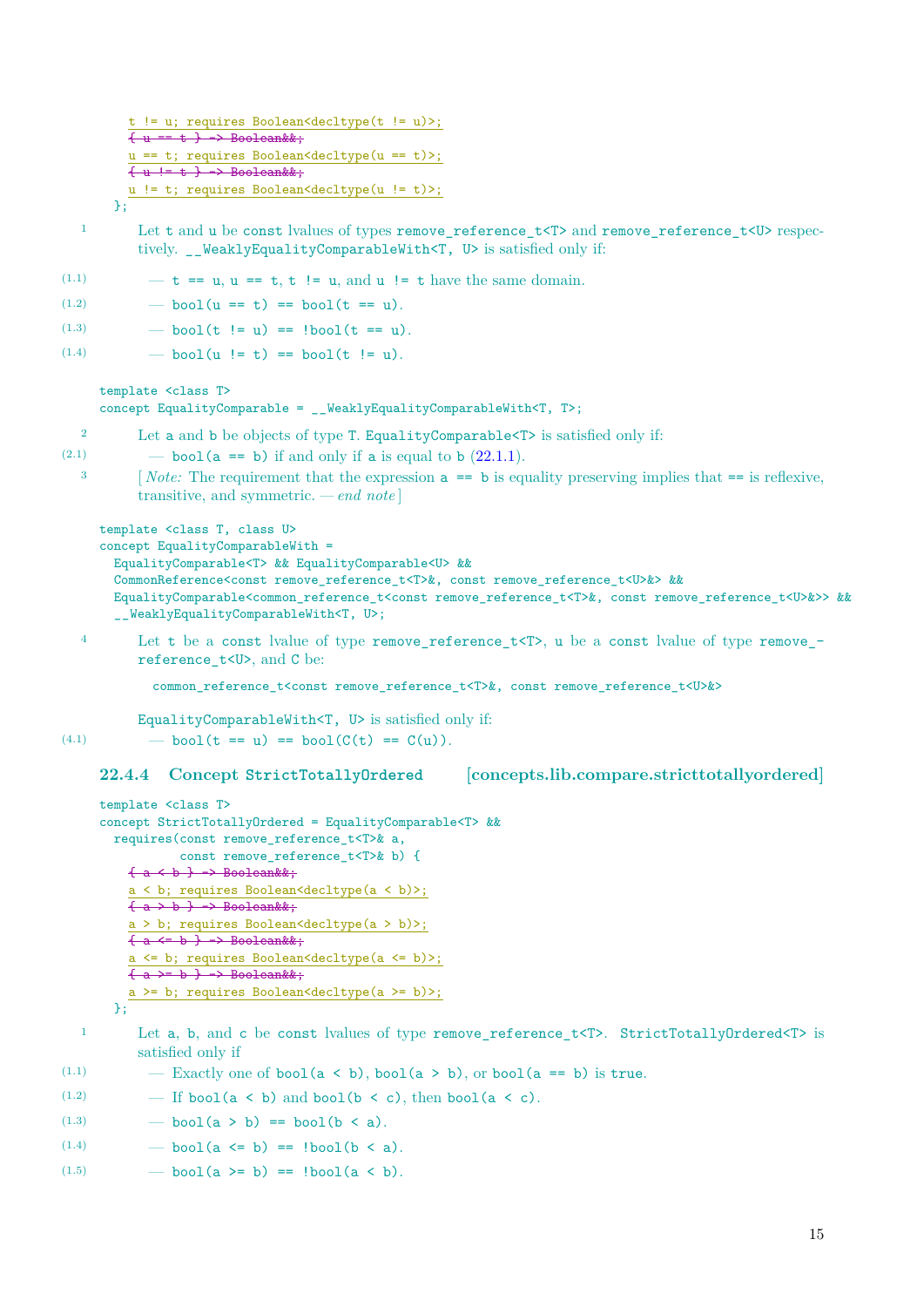```
    t != u; requires Boolean<decltype(t != u)>;
    { u == t } -> Boolean&&;
    u == t; requires Boolean<decltype(u == t)>;
    { u != t } -> Boolean&&;
    u != t; requires Boolean<decltype(u != t)>;
  };
```

1 Let `t` and `u` be `const` lvalues of types `remove_reference_t<T>` and `remove_reference_t<U>` respectively. `__WeaklyEqualityComparableWith<T, U>` is satisfied only if:

- (1.1) — `t == u`, `u == t`, `t != u`, and `u != t` have the same domain.
- (1.2) — `bool(u == t) == bool(t == u)`.
- (1.3) — `bool(t != u) == !bool(t == u)`.
- (1.4) — `bool(u != t) == bool(t != u)`.

```
template <class T>
concept EqualityComparable = __WeaklyEqualityComparableWith<T, T>;
```

2 Let `a` and `b` be objects of type `T`. `EqualityComparable<T>` is satisfied only if:

- (2.1) — `bool(a == b)` if and only if `a` is equal to `b` (22.1.1).

3 [ *Note:* The requirement that the expression `a == b` is equality preserving implies that `==` is reflexive, transitive, and symmetric. — *end note* ]

```
template <class T, class U>
concept EqualityComparableWith =
  EqualityComparable<T> && EqualityComparable<U> &&
  CommonReference<const remove_reference_t<T>&, const remove_reference_t<U>&> &&
  EqualityComparable<common_reference_t<const remove_reference_t<T>&, const remove_reference_t<U>&>> &&
  __WeaklyEqualityComparableWith<T, U>;
```

4 Let `t` be a `const` lvalue of type `remove_reference_t<T>`, `u` be a `const` lvalue of type `remove_reference_t<U>`, and `C` be:

```
common_reference_t<const remove_reference_t<T>&, const remove_reference_t<U>&>
```

`EqualityComparableWith<T, U>` is satisfied only if:

- (4.1) — `bool(t == u) == bool(C(t) == C(u))`.

### 22.4.4 Concept `StrictTotallyOrdered` [concepts.lib.compare.stricttotallyordered]

```
template <class T>
concept StrictTotallyOrdered = EqualityComparable<T> &&
  requires(const remove_reference_t<T>& a,
           const remove_reference_t<T>& b) {
    { a < b } -> Boolean&&;
    a < b; requires Boolean<decltype(a < b)>;
    { a > b } -> Boolean&&;
    a > b; requires Boolean<decltype(a > b)>;
    { a <= b } -> Boolean&&;
    a <= b; requires Boolean<decltype(a <= b)>;
    { a >= b } -> Boolean&&;
    a >= b; requires Boolean<decltype(a >= b)>;
  };
```

1 Let `a`, `b`, and `c` be `const` lvalues of type `remove_reference_t<T>`. `StrictTotallyOrdered<T>` is satisfied only if

- (1.1) — Exactly one of `bool(a < b)`, `bool(a > b)`, or `bool(a == b)` is `true`.
- (1.2) — If `bool(a < b)` and `bool(b < c)`, then `bool(a < c)`.
- (1.3) — `bool(a > b) == bool(b < a)`.
- (1.4) — `bool(a <= b) == !bool(b < a)`.
- (1.5) — `bool(a >= b) == !bool(a < b)`.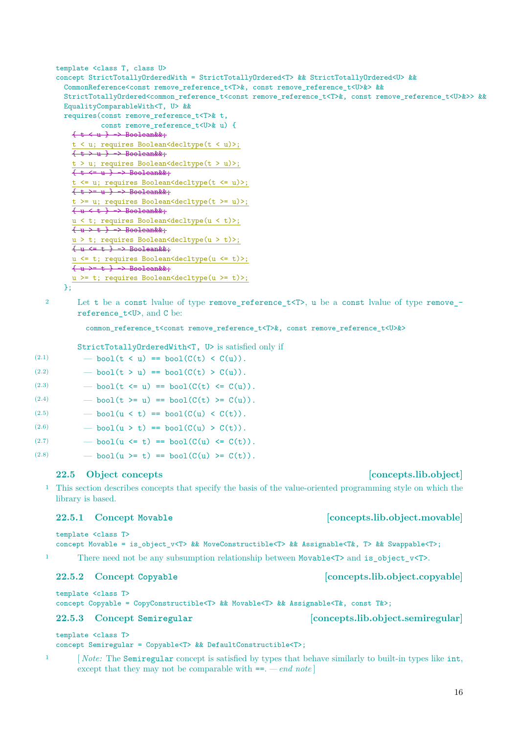```
template <class T, class U>
concept StrictTotallyOrderedWith = StrictTotallyOrdered<T> && StrictTotallyOrdered<U> &&
  CommonReference<const remove_reference_t<T>&, const remove_reference_t<U>&> &&
  StrictTotallyOrdered<common_reference_t<const remove_reference_t<T>&, const remove_reference_t<U>&>> &&
  EqualityComparableWith<T, U> &&
  requires(const remove_reference_t<T>& t,
           const remove_reference_t<U>& u) {
    { t < u } -> Boolean&&;
    t < u; requires Boolean<decltype(t < u)>;
    { t > u } -> Boolean&&;
    t > u; requires Boolean<decltype(t > u)>;
    { t <= u } -> Boolean&&;
    t <= u; requires Boolean<decltype(t <= u)>;
    { t >= u } -> Boolean&&;
    t >= u; requires Boolean<decltype(t >= u)>;
    { u < t } -> Boolean&&;
    u < t; requires Boolean<decltype(u < t)>;
    { u > t } -> Boolean&&;
    u > t; requires Boolean<decltype(u > t)>;
    { u <= t } -> Boolean&&;
    u <= t; requires Boolean<decltype(u <= t)>;
    { u >= t } -> Boolean&&;
    u >= t; requires Boolean<decltype(u >= t)>;
  };
```

2 Let `t` be a `const` lvalue of type `remove_reference_t<T>`, `u` be a `const` lvalue of type `remove_reference_t<U>`, and `C` be:

```
common_reference_t<const remove_reference_t<T>&, const remove_reference_t<U>&>
```

`StrictTotallyOrderedWith<T, U>` is satisfied only if

- (2.1) — `bool(t < u) == bool(C(t) < C(u))`.
- (2.2) — `bool(t > u) == bool(C(t) > C(u))`.
- (2.3) — `bool(t <= u) == bool(C(t) <= C(u))`.
- (2.4) — `bool(t >= u) == bool(C(t) >= C(u))`.
- (2.5) — `bool(u < t) == bool(C(u) < C(t))`.
- (2.6) — `bool(u > t) == bool(C(u) > C(t))`.
- (2.7) — `bool(u <= t) == bool(C(u) <= C(t))`.
- (2.8) — `bool(u >= t) == bool(C(u) >= C(t))`.

## 22.5 Object concepts [concepts.lib.object]

1 This section describes concepts that specify the basis of the value-oriented programming style on which the library is based.

### 22.5.1 Concept `Movable` [concepts.lib.object.movable]

```
template <class T>
concept Movable = is_object_v<T> && MoveConstructible<T> && Assignable<T&, T> && Swappable<T>;
```

1 There need not be any subsumption relationship between `Movable<T>` and `is_object_v<T>`.

### 22.5.2 Concept `Copyable` [concepts.lib.object.copyable]

```
template <class T>
concept Copyable = CopyConstructible<T> && Movable<T> && Assignable<T&, const T&>;
```

### 22.5.3 Concept `Semiregular` [concepts.lib.object.semiregular]

```
template <class T>
concept Semiregular = Copyable<T> && DefaultConstructible<T>;
```

1 [*Note:* The `Semiregular` concept is satisfied by types that behave similarly to built-in types like `int`, except that they may not be comparable with `==`. — *end note*]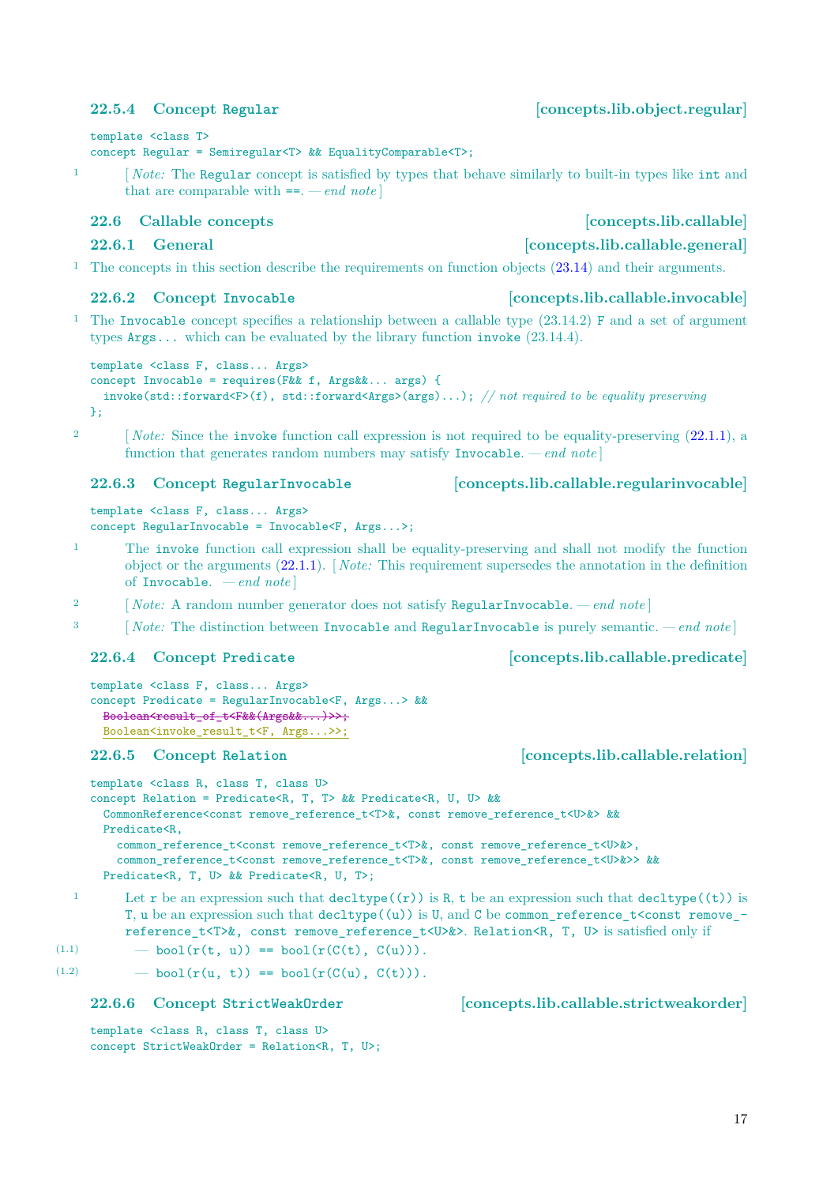### 22.5.4 Concept Regular [concepts.lib.object.regular]

```
template <class T>
concept Regular = Semiregular<T> && EqualityComparable<T>;
```

1 [ *Note:* The `Regular` concept is satisfied by types that behave similarly to built-in types like `int` and that are comparable with `==`. — *end note* ]

## 22.6 Callable concepts [concepts.lib.callable]

### 22.6.1 General [concepts.lib.callable.general]

1 The concepts in this section describe the requirements on function objects (23.14) and their arguments.

### 22.6.2 Concept Invocable [concepts.lib.callable.invocable]

1 The `Invocable` concept specifies a relationship between a callable type (23.14.2) `F` and a set of argument types `Args...` which can be evaluated by the library function `invoke` (23.14.4).

```
template <class F, class... Args>
concept Invocable = requires(F&& f, Args&&... args) {
  invoke(std::forward<F>(f), std::forward<Args>(args)...); // not required to be equality preserving
};
```

2 [ *Note:* Since the `invoke` function call expression is not required to be equality-preserving (22.1.1), a function that generates random numbers may satisfy `Invocable`. — *end note* ]

### 22.6.3 Concept RegularInvocable [concepts.lib.callable.regularinvocable]

```
template <class F, class... Args>
concept RegularInvocable = Invocable<F, Args...>;
```

1 The `invoke` function call expression shall be equality-preserving and shall not modify the function object or the arguments (22.1.1). [ *Note:* This requirement supersedes the annotation in the definition of `Invocable`. — *end note* ]

2 [ *Note:* A random number generator does not satisfy `RegularInvocable`. — *end note* ]

3 [ *Note:* The distinction between `Invocable` and `RegularInvocable` is purely semantic. — *end note* ]

### 22.6.4 Concept Predicate [concepts.lib.callable.predicate]

```
template <class F, class... Args>
concept Predicate = RegularInvocable<F, Args...> &&
  Boolean<result_of_t<F&&(Args&&...)>>;
  Boolean<invoke_result_t<F, Args...>>;
```

### 22.6.5 Concept Relation [concepts.lib.callable.relation]

```
template <class R, class T, class U>
concept Relation = Predicate<R, T, T> && Predicate<R, U, U> &&
  CommonReference<const remove_reference_t<T>&, const remove_reference_t<U>&> &&
  Predicate<R,
    common_reference_t<const remove_reference_t<T>&, const remove_reference_t<U>&>,
    common_reference_t<const remove_reference_t<T>&, const remove_reference_t<U>&>> &&
  Predicate<R, T, U> && Predicate<R, U, T>;
```

1 Let `r` be an expression such that `decltype((r))` is `R`, `t` be an expression such that `decltype((t))` is `T`, `u` be an expression such that `decltype((u))` is `U`, and `C` be `common_reference_t<const remove_reference_t<T>&, const remove_reference_t<U>&>`. `Relation<R, T, U>` is satisfied only if

(1.1) — `bool(r(t, u)) == bool(r(C(t), C(u)))`.

(1.2) — `bool(r(u, t)) == bool(r(C(u), C(t)))`.

### 22.6.6 Concept StrictWeakOrder [concepts.lib.callable.strictweakorder]

```
template <class R, class T, class U>
concept StrictWeakOrder = Relation<R, T, U>;
```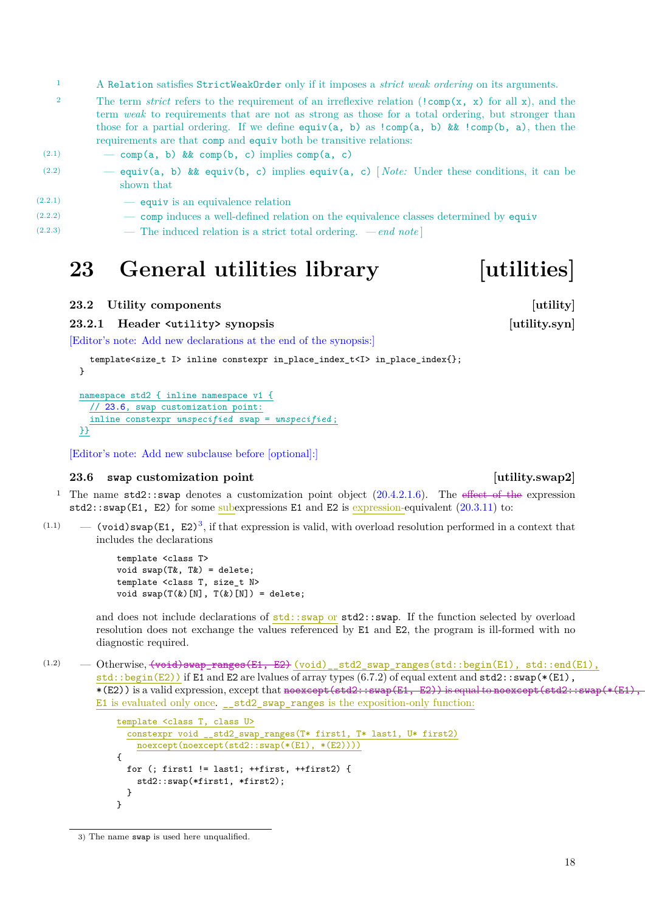1 A `Relation` satisfies `StrictWeakOrder` only if it imposes a *strict weak ordering* on its arguments.

2 The term *strict* refers to the requirement of an irreflexive relation (`!comp(x, x)` for all `x`), and the term *weak* to requirements that are not as strong as those for a total ordering, but stronger than those for a partial ordering. If we define `equiv(a, b)` as `!comp(a, b) && !comp(b, a)`, then the requirements are that `comp` and `equiv` both be transitive relations:

(2.1) — `comp(a, b) && comp(b, c)` implies `comp(a, c)`

(2.2) — `equiv(a, b) && equiv(b, c)` implies `equiv(a, c)` [ *Note:* Under these conditions, it can be shown that

(2.2.1) — `equiv` is an equivalence relation

(2.2.2) — `comp` induces a well-defined relation on the equivalence classes determined by `equiv`

(2.2.3) — The induced relation is a strict total ordering. — *end note* ]

# 23 General utilities library [utilities]

## 23.2 Utility components [utility]

### 23.2.1 Header `<utility>` synopsis [utility.syn]

[Editor's note: Add new declarations at the end of the synopsis:]

```
  template<size_t I> inline constexpr in_place_index_t<I> in_place_index{};
}

namespace std2 { inline namespace v1 {
  // 23.6, swap customization point:
  inline constexpr unspecified swap = unspecified;
}}
```

[Editor's note: Add new subclause before [optional]:]

## 23.6 `swap` customization point [utility.swap2]

1 The name `std2::swap` denotes a customization point object (20.4.2.1.6). The ~~effect of the~~ expression `std2::swap(E1, E2)` for some subexpressions `E1` and `E2` is expression-equivalent (20.3.11) to:

(1.1) — `(void)swap(E1, E2)`[3], if that expression is valid, with overload resolution performed in a context that includes the declarations

```
template <class T>
void swap(T&, T&) = delete;
template <class T, size_t N>
void swap(T(&)[N], T(&)[N]) = delete;
```

and does not include declarations of `std::swap` or `std2::swap`. If the function selected by overload resolution does not exchange the values referenced by `E1` and `E2`, the program is ill-formed with no diagnostic required.

(1.2) — Otherwise, ~~`(void)swap_ranges(E1, E2)`~~ `(void)__std2_swap_ranges(std::begin(E1), std::end(E1), std::begin(E2))` if `E1` and `E2` are lvalues of array types (6.7.2) of equal extent and `std2::swap(*(E1), *(E2))` is a valid expression, except that ~~`noexcept(std2::swap(E1, E2))` is equal to `noexcept(std2::swap(*(E1),`~~ `E1` is evaluated only once. `__std2_swap_ranges` is the exposition-only function:

```
template <class T, class U>
  constexpr void __std2_swap_ranges(T* first1, T* last1, U* first2)
    noexcept(noexcept(std2::swap(*(E1), *(E2))))
{
  for (; first1 != last1; ++first, ++first2) {
    std2::swap(*first1, *first2);
  }
}
```

3) The name `swap` is used here unqualified.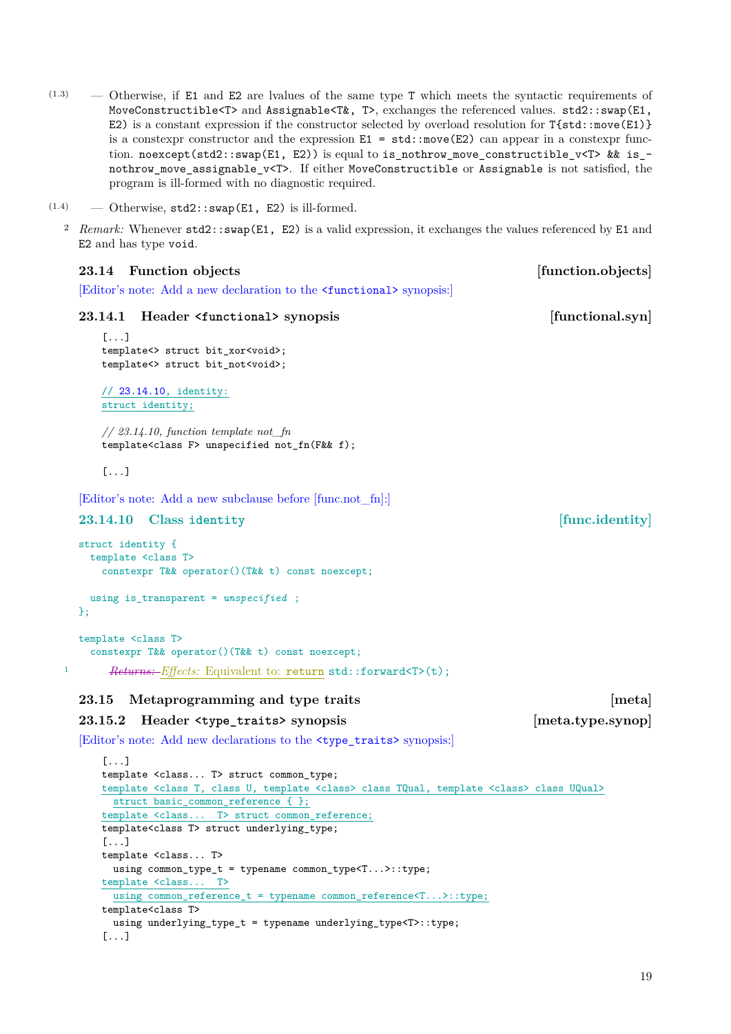(1.3) — Otherwise, if `E1` and `E2` are lvalues of the same type `T` which meets the syntactic requirements of `MoveConstructible<T>` and `Assignable<T&, T>`, exchanges the referenced values. `std2::swap(E1, E2)` is a constant expression if the constructor selected by overload resolution for `T{std::move(E1)}` is a constexpr constructor and the expression `E1 = std::move(E2)` can appear in a constexpr function. `noexcept(std2::swap(E1, E2))` is equal to `is_nothrow_move_constructible_v<T> && is_nothrow_move_assignable_v<T>`. If either `MoveConstructible` or `Assignable` is not satisfied, the program is ill-formed with no diagnostic required.

(1.4) — Otherwise, `std2::swap(E1, E2)` is ill-formed.

2 *Remark:* Whenever `std2::swap(E1, E2)` is a valid expression, it exchanges the values referenced by `E1` and `E2` and has type `void`.

## 23.14 Function objects [function.objects]

[Editor's note: Add a new declaration to the `<functional>` synopsis:]

### 23.14.1 Header `<functional>` synopsis [functional.syn]

```
[...]
template<> struct bit_xor<void>;
template<> struct bit_not<void>;

// 23.14.10, identity:
struct identity;

// 23.14.10, function template not_fn
template<class F> unspecified not_fn(F&& f);

[...]
```

[Editor's note: Add a new subclause before [func.not_fn]:]

### 23.14.10 Class `identity` [func.identity]

```
struct identity {
  template <class T>
    constexpr T&& operator()(T&& t) const noexcept;

  using is_transparent = unspecified ;
};

template <class T>
  constexpr T&& operator()(T&& t) const noexcept;
```

1 ~~*Returns:*~~ *Effects:* Equivalent to: `return std::forward<T>(t);`

## 23.15 Metaprogramming and type traits [meta]

### 23.15.2 Header `<type_traits>` synopsis [meta.type.synop]

[Editor's note: Add new declarations to the `<type_traits>` synopsis:]

```
[...]
template <class... T> struct common_type;
template <class T, class U, template <class> class TQual, template <class> class UQual>
  struct basic_common_reference { };
template <class... T> struct common_reference;
template<class T> struct underlying_type;
[...]
template <class... T>
  using common_type_t = typename common_type<T...>::type;
template <class... T>
  using common_reference_t = typename common_reference<T...>::type;
template<class T>
  using underlying_type_t = typename underlying_type<T>::type;
[...]
```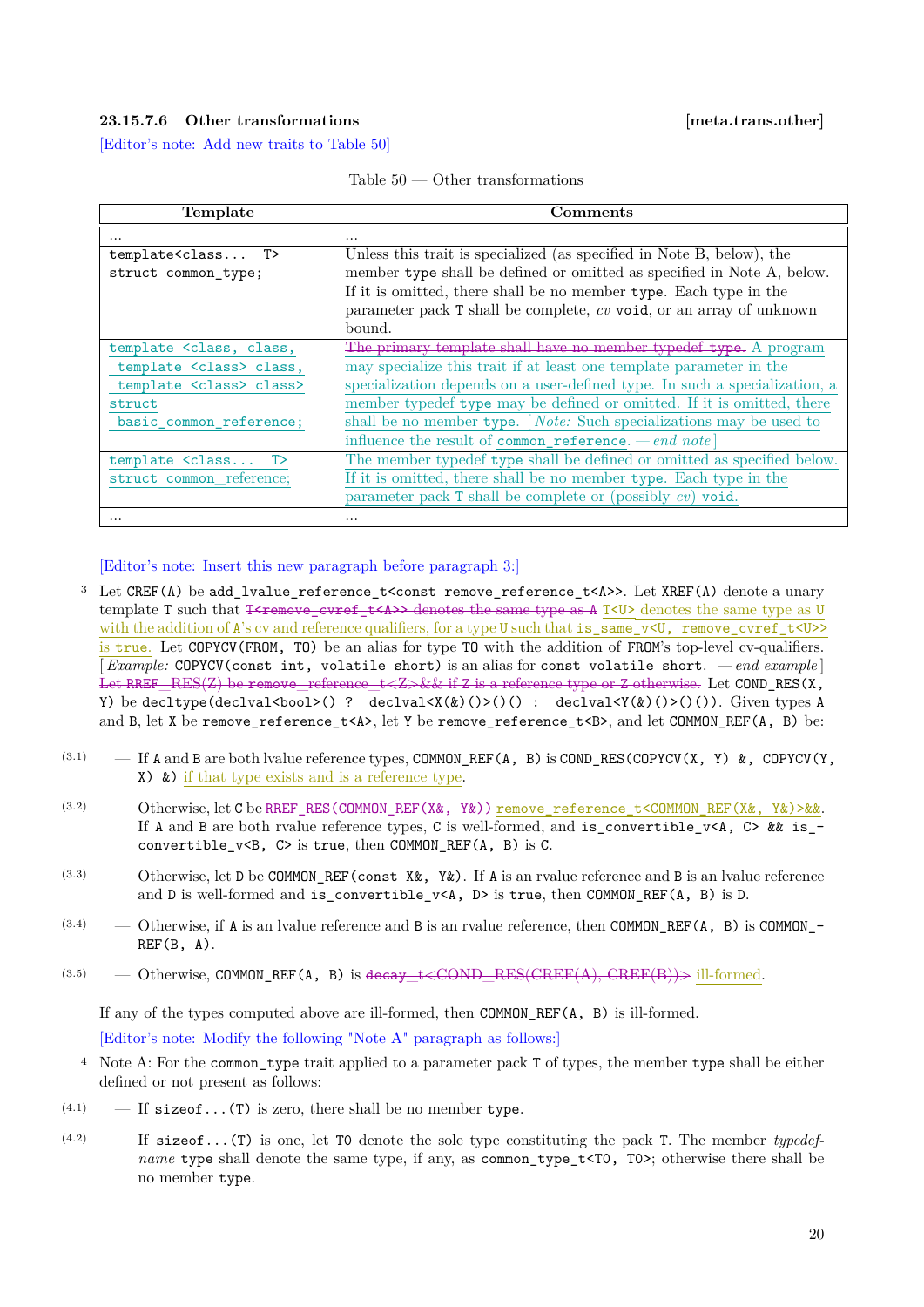### 23.15.7.6 Other transformations [meta.trans.other]

[Editor's note: Add new traits to Table 50]

Table 50 — Other transformations

| Template | Comments |
|---|---|
| ... | ... |
| `template<class... T> struct common_type;` | Unless this trait is specialized (as specified in Note B, below), the member `type` shall be defined or omitted as specified in Note A, below. If it is omitted, there shall be no member `type`. Each type in the parameter pack `T` shall be complete, *cv* `void`, or an array of unknown bound. |
| `template <class, class, template <class> class, template <class> class> struct basic_common_reference;` | ~~The primary template shall have no member typedef `type`.~~ A program may specialize this trait if at least one template parameter in the specialization depends on a user-defined type. In such a specialization, a member typedef `type` may be defined or omitted. If it is omitted, there shall be no member `type`. [ *Note:* Such specializations may be used to influence the result of `common_reference`. — *end note* ] |
| `template <class... T> struct common_reference;` | The member typedef `type` shall be defined or omitted as specified below. If it is omitted, there shall be no member `type`. Each type in the parameter pack `T` shall be complete or (possibly *cv*) `void`. |
| ... | ... |

[Editor's note: Insert this new paragraph before paragraph 3:]

3 Let `CREF(A)` be `add_lvalue_reference_t<const remove_reference_t<A>>`. Let `XREF(A)` denote a unary template `T` such that ~~`T<remove_cvref_t<A>>` denotes the same type as `A`~~ `T<U>` denotes the same type as `U` with the addition of `A`'s cv and reference qualifiers, for a type `U` such that `is_same_v<U, remove_cvref_t<U>>` is `true`. Let `COPYCV(FROM, TO)` be an alias for type `TO` with the addition of `FROM`'s top-level cv-qualifiers. [ *Example:* `COPYCV(const int, volatile short)` is an alias for `const volatile short`. — *end example* ] ~~Let `RREF_RES(Z)` be `remove_reference_t<Z>&&` if `Z` is a reference type or `Z` otherwise.~~ Let `COND_RES(X, Y)` be `decltype(declval<bool>() ? declval<X(&)()>()() : declval<Y(&)()>()())`. Given types `A` and `B`, let `X` be `remove_reference_t<A>`, let `Y` be `remove_reference_t<B>`, and let `COMMON_REF(A, B)` be:

- (3.1) — If `A` and `B` are both lvalue reference types, `COMMON_REF(A, B)` is `COND_RES(COPYCV(X, Y) &, COPYCV(Y, X) &)` if that type exists and is a reference type.
- (3.2) — Otherwise, let `C` be ~~`RREF_RES(COMMON_REF(X&, Y&))`~~ `remove_reference_t<COMMON_REF(X&, Y&)>&&`. If `A` and `B` are both rvalue reference types, `C` is well-formed, and `is_convertible_v<A, C> && is_convertible_v<B, C>` is `true`, then `COMMON_REF(A, B)` is `C`.
- (3.3) — Otherwise, let `D` be `COMMON_REF(const X&, Y&)`. If `A` is an rvalue reference and `B` is an lvalue reference and `D` is well-formed and `is_convertible_v<A, D>` is `true`, then `COMMON_REF(A, B)` is `D`.
- (3.4) — Otherwise, if `A` is an lvalue reference and `B` is an rvalue reference, then `COMMON_REF(A, B)` is `COMMON_REF(B, A)`.
- (3.5) — Otherwise, `COMMON_REF(A, B)` is ~~`decay_t<COND_RES(CREF(A), CREF(B))>`~~ ill-formed.

If any of the types computed above are ill-formed, then `COMMON_REF(A, B)` is ill-formed.

[Editor's note: Modify the following "Note A" paragraph as follows:]

4 Note A: For the `common_type` trait applied to a parameter pack `T` of types, the member `type` shall be either defined or not present as follows:

- (4.1) — If `sizeof...(T)` is zero, there shall be no member `type`.
- (4.2) — If `sizeof...(T)` is one, let `T0` denote the sole type constituting the pack `T`. The member *typedef-name* `type` shall denote the same type, if any, as `common_type_t<T0, T0>`; otherwise there shall be no member `type`.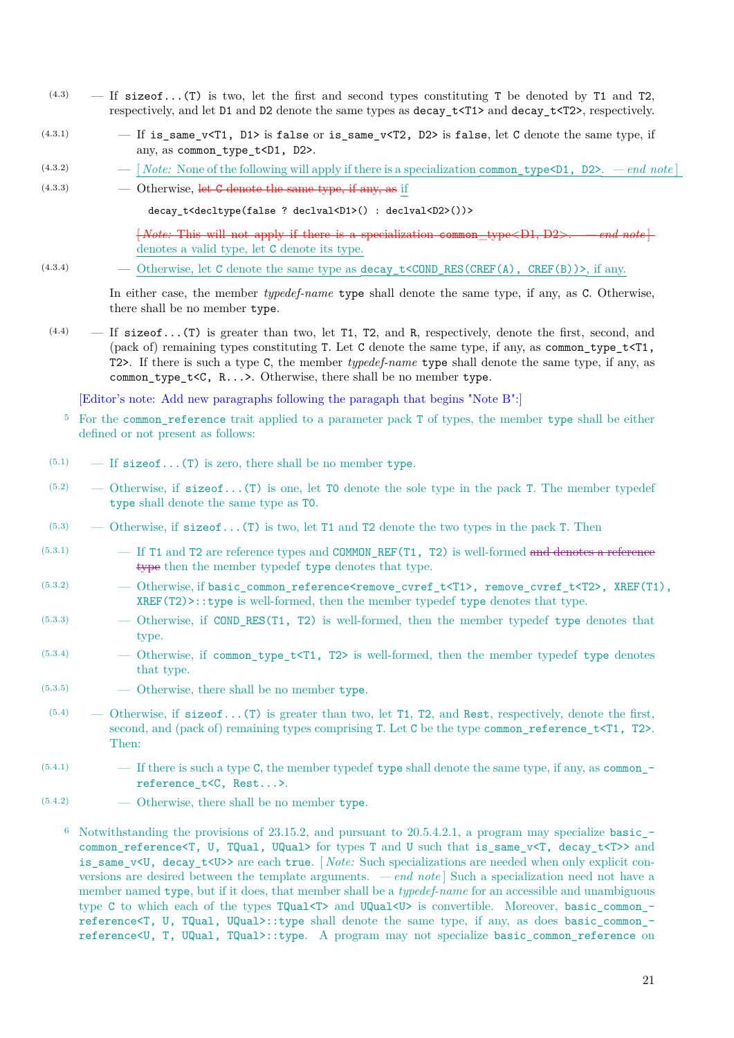(4.3) — If `sizeof...(T)` is two, let the first and second types constituting `T` be denoted by `T1` and `T2`, respectively, and let `D1` and `D2` denote the same types as `decay_t<T1>` and `decay_t<T2>`, respectively.

(4.3.1) — If `is_same_v<T1, D1>` is `false` or `is_same_v<T2, D2>` is `false`, let `C` denote the same type, if any, as `common_type_t<D1, D2>`.

(4.3.2) — [ *Note:* None of the following will apply if there is a specialization `common_type<D1, D2>`. — *end note* ]

(4.3.3) — Otherwise, ~~let C denote the same type, if any, as~~ if

```
decay_t<decltype(false ? declval<D1>() : declval<D2>())>
```

~~[ *Note:* This will not apply if there is a specialization common_type<D1, D2>. — *end note* ]~~ denotes a valid type, let `C` denote its type.

(4.3.4) — Otherwise, let `C` denote the same type as `decay_t<COND_RES(CREF(A), CREF(B))>`, if any.

In either case, the member *typedef-name* `type` shall denote the same type, if any, as `C`. Otherwise, there shall be no member `type`.

(4.4) — If `sizeof...(T)` is greater than two, let `T1`, `T2`, and `R`, respectively, denote the first, second, and (pack of) remaining types constituting `T`. Let `C` denote the same type, if any, as `common_type_t<T1, T2>`. If there is such a type `C`, the member *typedef-name* `type` shall denote the same type, if any, as `common_type_t<C, R...>`. Otherwise, there shall be no member `type`.

[Editor's note: Add new paragraphs following the paragaph that begins "Note B":]

5 For the `common_reference` trait applied to a parameter pack `T` of types, the member `type` shall be either defined or not present as follows:

(5.1) — If `sizeof...(T)` is zero, there shall be no member `type`.

(5.2) — Otherwise, if `sizeof...(T)` is one, let `T0` denote the sole type in the pack `T`. The member typedef `type` shall denote the same type as `T0`.

(5.3) — Otherwise, if `sizeof...(T)` is two, let `T1` and `T2` denote the two types in the pack `T`. Then

(5.3.1) — If `T1` and `T2` are reference types and `COMMON_REF(T1, T2)` is well-formed ~~and denotes a reference type~~ then the member typedef `type` denotes that type.

(5.3.2) — Otherwise, if `basic_common_reference<remove_cvref_t<T1>, remove_cvref_t<T2>, XREF(T1), XREF(T2)>::type` is well-formed, then the member typedef `type` denotes that type.

(5.3.3) — Otherwise, if `COND_RES(T1, T2)` is well-formed, then the member typedef `type` denotes that type.

(5.3.4) — Otherwise, if `common_type_t<T1, T2>` is well-formed, then the member typedef `type` denotes that type.

(5.3.5) — Otherwise, there shall be no member `type`.

(5.4) — Otherwise, if `sizeof...(T)` is greater than two, let `T1`, `T2`, and `Rest`, respectively, denote the first, second, and (pack of) remaining types comprising `T`. Let `C` be the type `common_reference_t<T1, T2>`. Then:

(5.4.1) — If there is such a type `C`, the member typedef `type` shall denote the same type, if any, as `common_reference_t<C, Rest...>`.

(5.4.2) — Otherwise, there shall be no member `type`.

6 Notwithstanding the provisions of 23.15.2, and pursuant to 20.5.4.2.1, a program may specialize `basic_common_reference<T, U, TQual, UQual>` for types `T` and `U` such that `is_same_v<T, decay_t<T>>` and `is_same_v<U, decay_t<U>>` are each `true`. [ *Note:* Such specializations are needed when only explicit conversions are desired between the template arguments. — *end note* ] Such a specialization need not have a member named `type`, but if it does, that member shall be a *typedef-name* for an accessible and unambiguous type `C` to which each of the types `TQual<T>` and `UQual<U>` is convertible. Moreover, `basic_common_reference<T, U, TQual, UQual>::type` shall denote the same type, if any, as does `basic_common_reference<U, T, UQual, TQual>::type`. A program may not specialize `basic_common_reference` on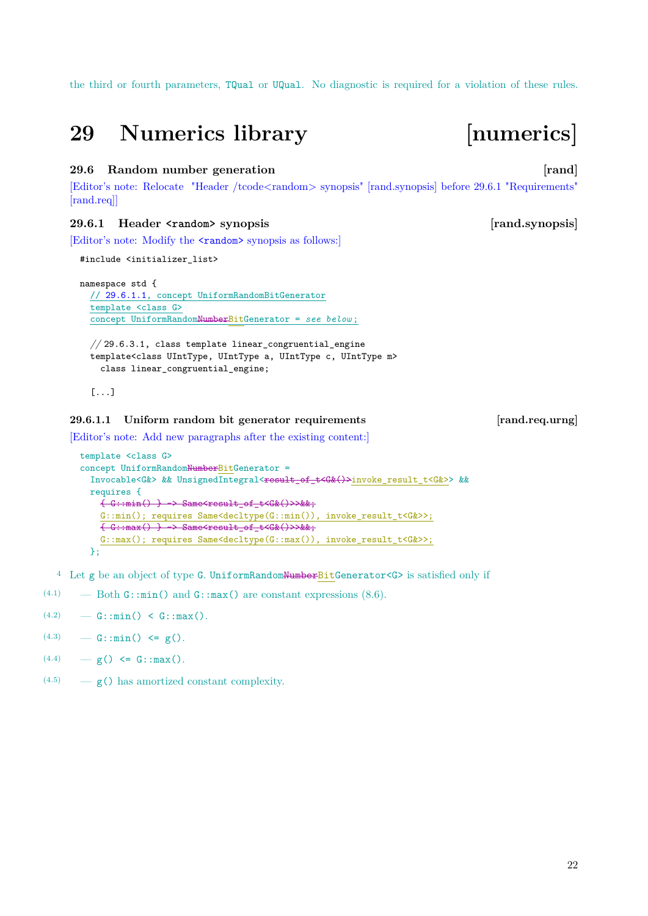the third or fourth parameters, TQual or UQual. No diagnostic is required for a violation of these rules.

# 29 Numerics library [numerics]

### 29.6 Random number generation [rand]

[Editor's note: Relocate "Header /tcode<random> synopsis" [rand.synopsis] before 29.6.1 "Requirements" [rand.req]]

### 29.6.1 Header <random> synopsis [rand.synopsis]

[Editor's note: Modify the <random> synopsis as follows:]

```
#include <initializer_list>

namespace std {
  // 29.6.1.1, concept UniformRandomBitGenerator
  template <class G>
  concept UniformRandomNumberBitGenerator = see below;

  // 29.6.3.1, class template linear_congruential_engine
  template<class UIntType, UIntType a, UIntType c, UIntType m>
    class linear_congruential_engine;

  [...]
```

#### 29.6.1.1 Uniform random bit generator requirements [rand.req.urng]

[Editor's note: Add new paragraphs after the existing content:]

```
template <class G>
concept UniformRandomNumberBitGenerator =
  Invocable<G&> && UnsignedIntegral<result_of_t<G&()>invoke_result_t<G&>> &&
  requires {
    { G::min() } -> Same<result_of_t<G&()>>&&;
    G::min(); requires Same<decltype(G::min()), invoke_result_t<G&>>;
    { G::max() } -> Same<result_of_t<G&()>>&&;
    G::max(); requires Same<decltype(G::max()), invoke_result_t<G&>>;
  };
```

4 Let g be an object of type G. UniformRandomNumberBitGenerator<G> is satisfied only if

- (4.1) — Both G::min() and G::max() are constant expressions (8.6).
- (4.2) — G::min() < G::max().
- (4.3) — G::min() <= g().
- (4.4) — g() <= G::max().
- (4.5) — g() has amortized constant complexity.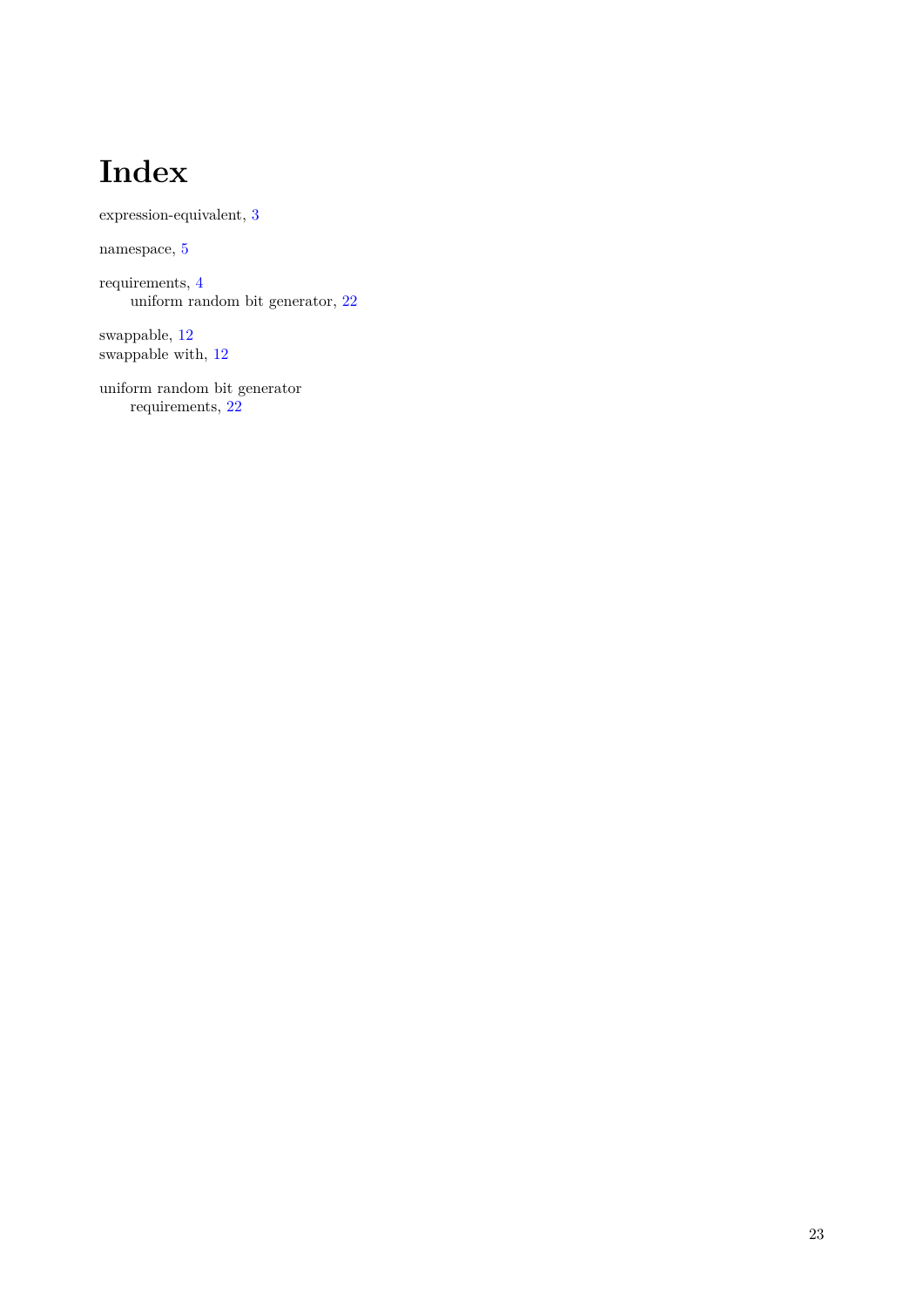# Index

expression-equivalent, 3

namespace, 5

requirements, 4
    uniform random bit generator, 22

swappable, 12
swappable with, 12

uniform random bit generator
    requirements, 22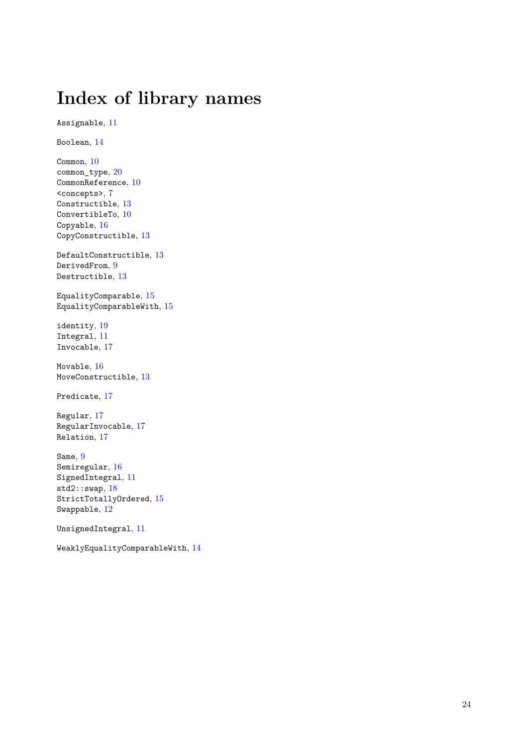# Index of library names

Assignable, 11

Boolean, 14

Common, 10
common_type, 20
CommonReference, 10
<concepts>, 7
Constructible, 13
ConvertibleTo, 10
Copyable, 16
CopyConstructible, 13

DefaultConstructible, 13
DerivedFrom, 9
Destructible, 13

EqualityComparable, 15
EqualityComparableWith, 15

identity, 19
Integral, 11
Invocable, 17

Movable, 16
MoveConstructible, 13

Predicate, 17

Regular, 17
RegularInvocable, 17
Relation, 17

Same, 9
Semiregular, 16
SignedIntegral, 11
std2::swap, 18
StrictTotallyOrdered, 15
Swappable, 12

UnsignedIntegral, 11

WeaklyEqualityComparableWith, 14